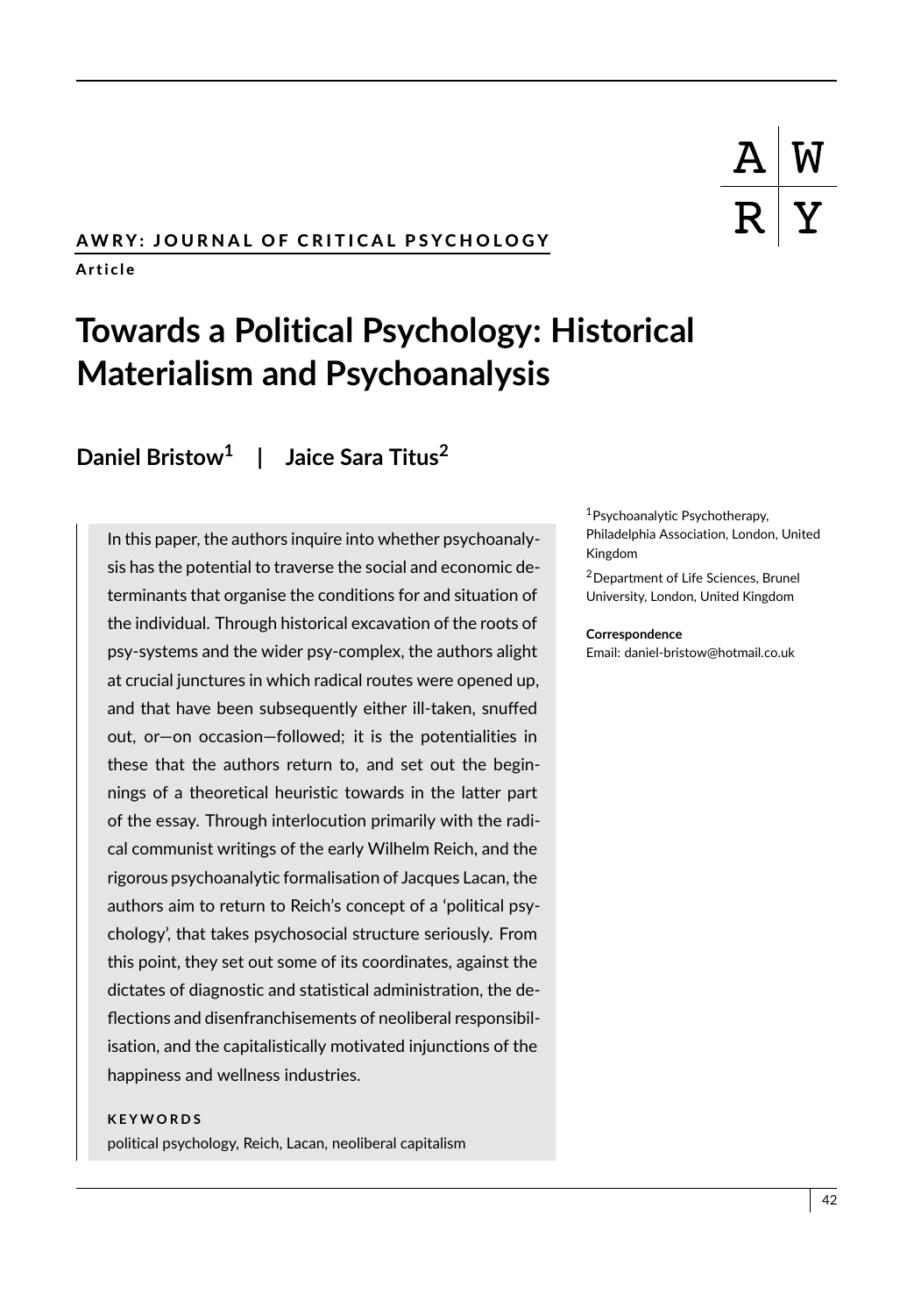**AWRY: JOURNAL OF CRITICAL PSYCHOLOGY**

**Article**

# Towards a Political Psychology: Historical Materialism and Psychoanalysis

**Daniel Bristow[1] | Jaice Sara Titus[2]**

[1]Psychoanalytic Psychotherapy, Philadelphia Association, London, United Kingdom

[2]Department of Life Sciences, Brunel University, London, United Kingdom

**Correspondence**
Email: daniel-bristow@hotmail.co.uk

In this paper, the authors inquire into whether psychoanalysis has the potential to traverse the social and economic determinants that organise the conditions for and situation of the individual. Through historical excavation of the roots of psy-systems and the wider psy-complex, the authors alight at crucial junctures in which radical routes were opened up, and that have been subsequently either ill-taken, snuffed out, or—on occasion—followed; it is the potentialities in these that the authors return to, and set out the beginnings of a theoretical heuristic towards in the latter part of the essay. Through interlocution primarily with the radical communist writings of the early Wilhelm Reich, and the rigorous psychoanalytic formalisation of Jacques Lacan, the authors aim to return to Reich's concept of a 'political psychology', that takes psychosocial structure seriously. From this point, they set out some of its coordinates, against the dictates of diagnostic and statistical administration, the deflections and disenfranchisements of neoliberal responsibilisation, and the capitalistically motivated injunctions of the happiness and wellness industries.

**KEYWORDS**

political psychology, Reich, Lacan, neoliberal capitalism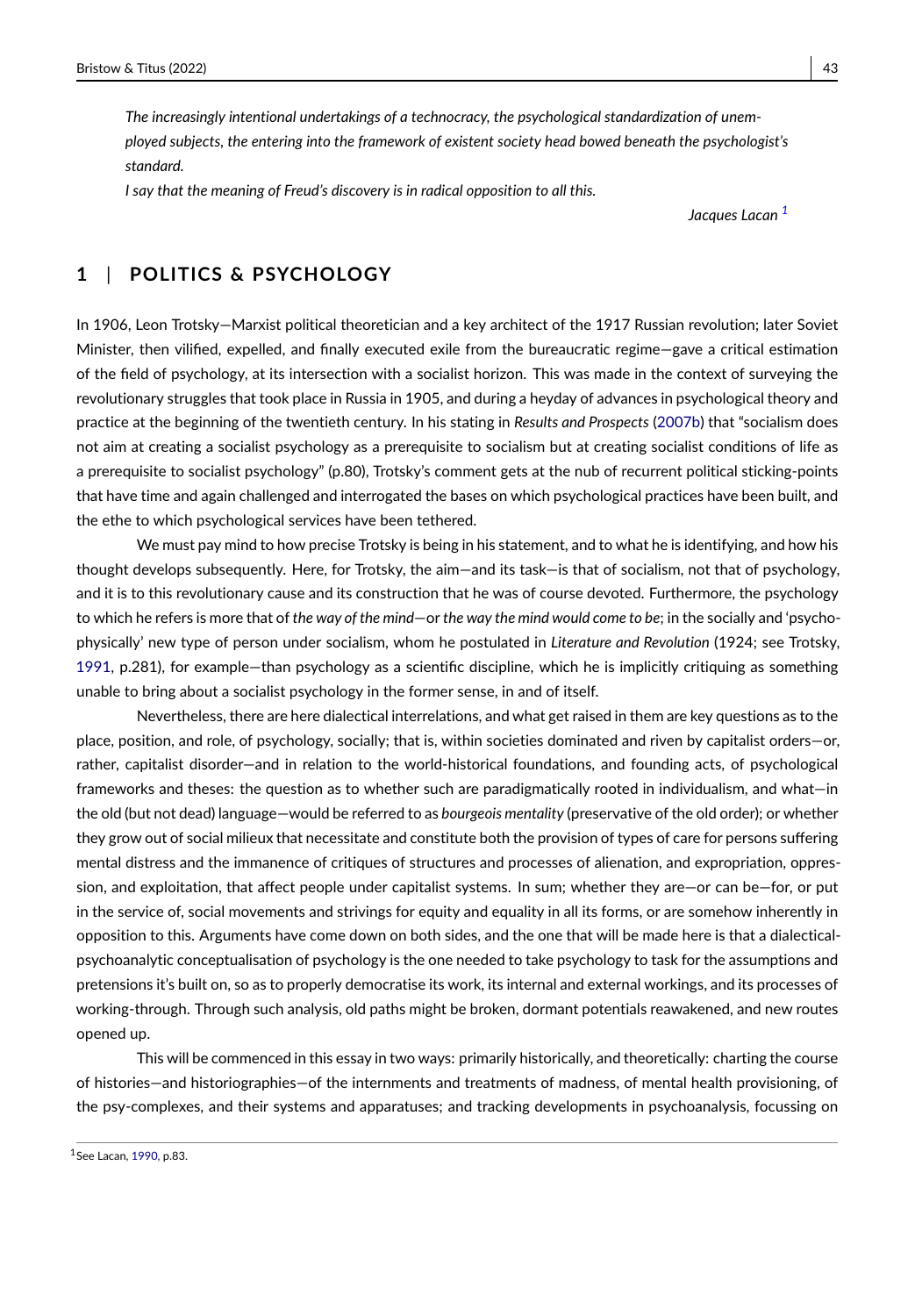*The increasingly intentional undertakings of a technocracy, the psychological standardization of unemployed subjects, the entering into the framework of existent society head bowed beneath the psychologist's standard.*

*I say that the meaning of Freud's discovery is in radical opposition to all this.*

*Jacques Lacan* [1]

## 1 | POLITICS & PSYCHOLOGY

In 1906, Leon Trotsky—Marxist political theoretician and a key architect of the 1917 Russian revolution; later Soviet Minister, then vilified, expelled, and finally executed exile from the bureaucratic regime—gave a critical estimation of the field of psychology, at its intersection with a socialist horizon. This was made in the context of surveying the revolutionary struggles that took place in Russia in 1905, and during a heyday of advances in psychological theory and practice at the beginning of the twentieth century. In his stating in *Results and Prospects* (2007b) that "socialism does not aim at creating a socialist psychology as a prerequisite to socialism but at creating socialist conditions of life as a prerequisite to socialist psychology" (p.80), Trotsky's comment gets at the nub of recurrent political sticking-points that have time and again challenged and interrogated the bases on which psychological practices have been built, and the ethe to which psychological services have been tethered.

We must pay mind to how precise Trotsky is being in his statement, and to what he is identifying, and how his thought develops subsequently. Here, for Trotsky, the aim—and its task—is that of socialism, not that of psychology, and it is to this revolutionary cause and its construction that he was of course devoted. Furthermore, the psychology to which he refers is more that of *the way of the mind*—or *the way the mind would come to be*; in the socially and 'psycho-physically' new type of person under socialism, whom he postulated in *Literature and Revolution* (1924; see Trotsky, 1991, p.281), for example—than psychology as a scientific discipline, which he is implicitly critiquing as something unable to bring about a socialist psychology in the former sense, in and of itself.

Nevertheless, there are here dialectical interrelations, and what get raised in them are key questions as to the place, position, and role, of psychology, socially; that is, within societies dominated and riven by capitalist orders—or, rather, capitalist disorder—and in relation to the world-historical foundations, and founding acts, of psychological frameworks and theses: the question as to whether such are paradigmatically rooted in individualism, and what—in the old (but not dead) language—would be referred to as *bourgeois mentality* (preservative of the old order); or whether they grow out of social milieux that necessitate and constitute both the provision of types of care for persons suffering mental distress and the immanence of critiques of structures and processes of alienation, and expropriation, oppression, and exploitation, that affect people under capitalist systems. In sum; whether they are—or can be—for, or put in the service of, social movements and strivings for equity and equality in all its forms, or are somehow inherently in opposition to this. Arguments have come down on both sides, and the one that will be made here is that a dialectical-psychoanalytic conceptualisation of psychology is the one needed to take psychology to task for the assumptions and pretensions it's built on, so as to properly democratise its work, its internal and external workings, and its processes of working-through. Through such analysis, old paths might be broken, dormant potentials reawakened, and new routes opened up.

This will be commenced in this essay in two ways: primarily historically, and theoretically: charting the course of histories—and historiographies—of the internments and treatments of madness, of mental health provisioning, of the psy-complexes, and their systems and apparatuses; and tracking developments in psychoanalysis, focussing on

[1] See Lacan, 1990, p.83.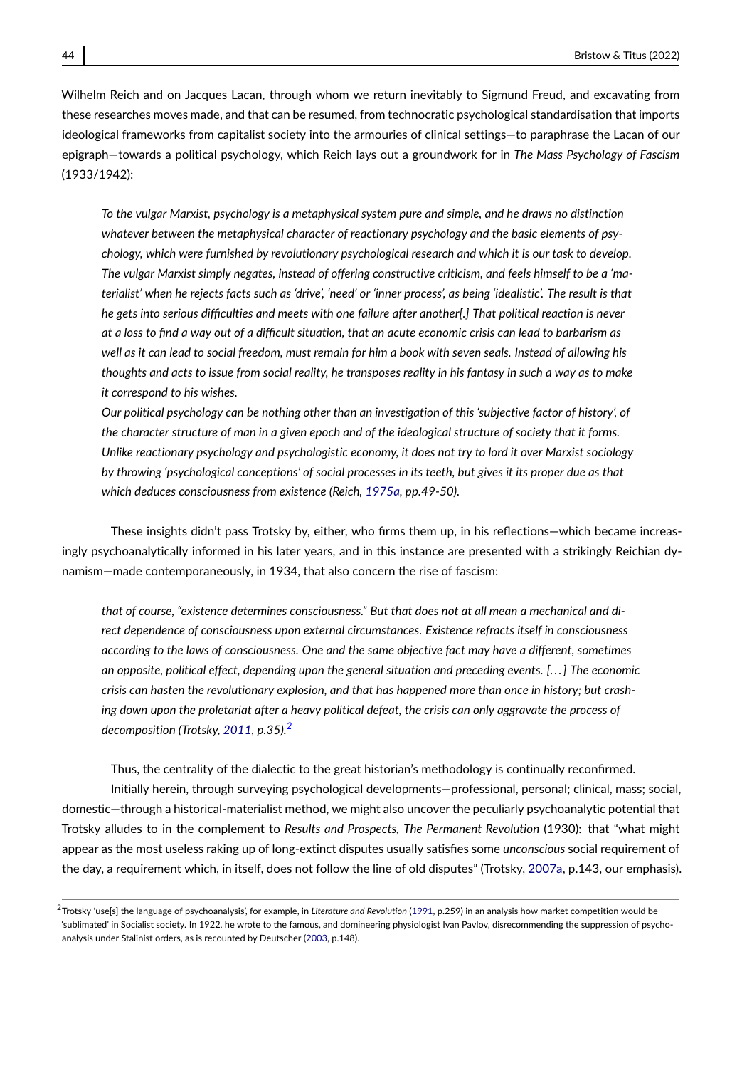Wilhelm Reich and on Jacques Lacan, through whom we return inevitably to Sigmund Freud, and excavating from these researches moves made, and that can be resumed, from technocratic psychological standardisation that imports ideological frameworks from capitalist society into the armouries of clinical settings—to paraphrase the Lacan of our epigraph—towards a political psychology, which Reich lays out a groundwork for in *The Mass Psychology of Fascism* (1933/1942):

> *To the vulgar Marxist, psychology is a metaphysical system pure and simple, and he draws no distinction whatever between the metaphysical character of reactionary psychology and the basic elements of psychology, which were furnished by revolutionary psychological research and which it is our task to develop. The vulgar Marxist simply negates, instead of offering constructive criticism, and feels himself to be a 'materialist' when he rejects facts such as 'drive', 'need' or 'inner process', as being 'idealistic'. The result is that he gets into serious difficulties and meets with one failure after another[.] That political reaction is never at a loss to find a way out of a difficult situation, that an acute economic crisis can lead to barbarism as well as it can lead to social freedom, must remain for him a book with seven seals. Instead of allowing his thoughts and acts to issue from social reality, he transposes reality in his fantasy in such a way as to make it correspond to his wishes.*
>
> *Our political psychology can be nothing other than an investigation of this 'subjective factor of history', of the character structure of man in a given epoch and of the ideological structure of society that it forms. Unlike reactionary psychology and psychologistic economy, it does not try to lord it over Marxist sociology by throwing 'psychological conceptions' of social processes in its teeth, but gives it its proper due as that which deduces consciousness from existence (Reich, 1975a, pp.49-50).*

These insights didn't pass Trotsky by, either, who firms them up, in his reflections—which became increasingly psychoanalytically informed in his later years, and in this instance are presented with a strikingly Reichian dynamism—made contemporaneously, in 1934, that also concern the rise of fascism:

> *that of course, "existence determines consciousness." But that does not at all mean a mechanical and direct dependence of consciousness upon external circumstances. Existence refracts itself in consciousness according to the laws of consciousness. One and the same objective fact may have a different, sometimes an opposite, political effect, depending upon the general situation and preceding events. [...] The economic crisis can hasten the revolutionary explosion, and that has happened more than once in history; but crashing down upon the proletariat after a heavy political defeat, the crisis can only aggravate the process of decomposition (Trotsky, 2011, p.35).*[2]

Thus, the centrality of the dialectic to the great historian's methodology is continually reconfirmed.

Initially herein, through surveying psychological developments—professional, personal; clinical, mass; social, domestic—through a historical-materialist method, we might also uncover the peculiarly psychoanalytic potential that Trotsky alludes to in the complement to *Results and Prospects*, *The Permanent Revolution* (1930): that "what might appear as the most useless raking up of long-extinct disputes usually satisfies some *unconscious* social requirement of the day, a requirement which, in itself, does not follow the line of old disputes" (Trotsky, 2007a, p.143, our emphasis).

[2] Trotsky 'use[s] the language of psychoanalysis', for example, in *Literature and Revolution* (1991, p.259) in an analysis how market competition would be 'sublimated' in Socialist society. In 1922, he wrote to the famous, and domineering physiologist Ivan Pavlov, disrecommending the suppression of psychoanalysis under Stalinist orders, as is recounted by Deutscher (2003, p.148).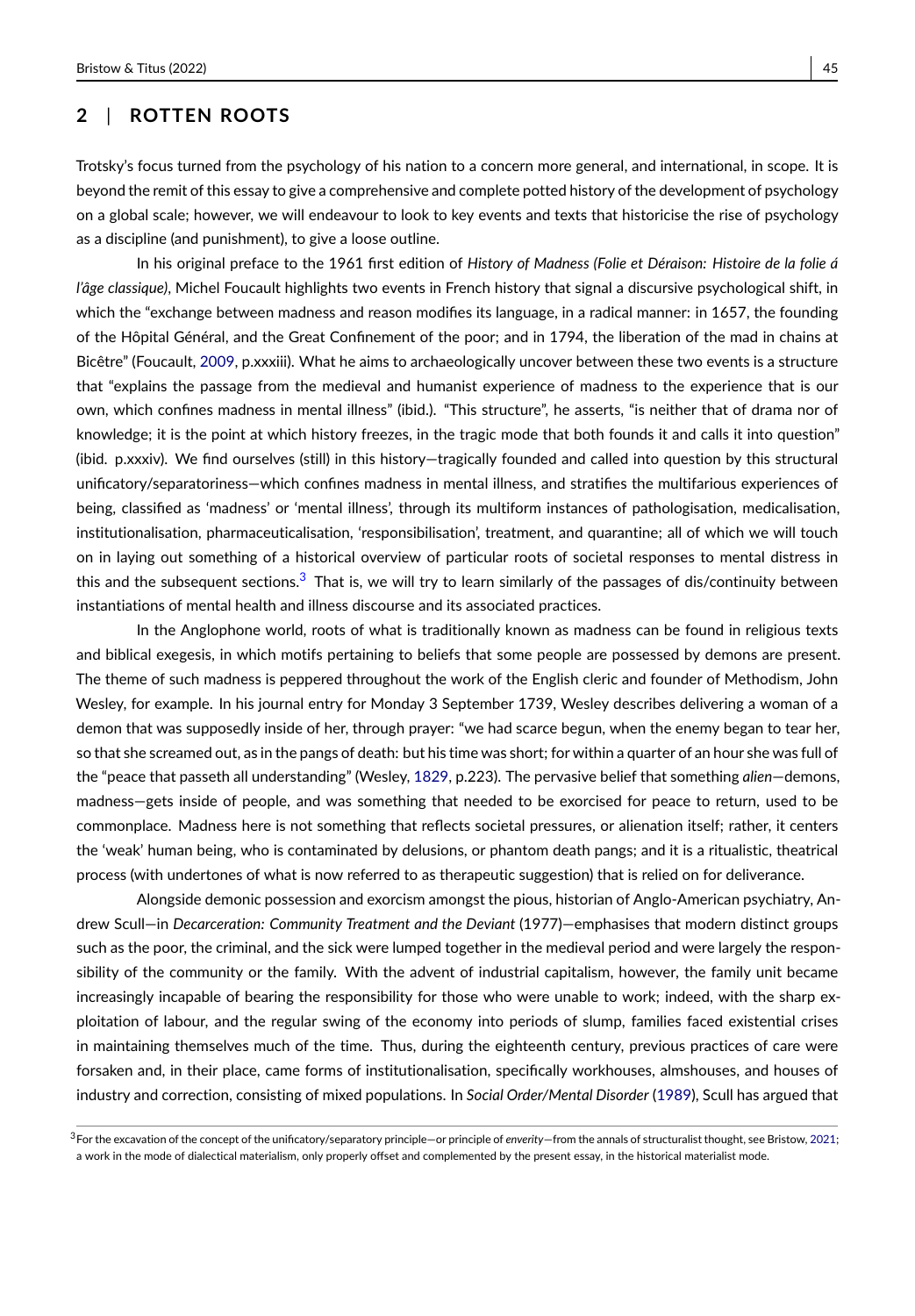## 2 | ROTTEN ROOTS

Trotsky's focus turned from the psychology of his nation to a concern more general, and international, in scope. It is beyond the remit of this essay to give a comprehensive and complete potted history of the development of psychology on a global scale; however, we will endeavour to look to key events and texts that historicise the rise of psychology as a discipline (and punishment), to give a loose outline.

In his original preface to the 1961 first edition of *History of Madness (Folie et Déraison: Histoire de la folie á l'âge classique)*, Michel Foucault highlights two events in French history that signal a discursive psychological shift, in which the "exchange between madness and reason modifies its language, in a radical manner: in 1657, the founding of the Hôpital Général, and the Great Confinement of the poor; and in 1794, the liberation of the mad in chains at Bicêtre" (Foucault, 2009, p.xxxiii). What he aims to archaeologically uncover between these two events is a structure that "explains the passage from the medieval and humanist experience of madness to the experience that is our own, which confines madness in mental illness" (ibid.). "This structure", he asserts, "is neither that of drama nor of knowledge; it is the point at which history freezes, in the tragic mode that both founds it and calls it into question" (ibid. p.xxxiv). We find ourselves (still) in this history—tragically founded and called into question by this structural unificatory/separatoriness—which confines madness in mental illness, and stratifies the multifarious experiences of being, classified as 'madness' or 'mental illness', through its multiform instances of pathologisation, medicalisation, institutionalisation, pharmaceuticalisation, 'responsibilisation', treatment, and quarantine; all of which we will touch on in laying out something of a historical overview of particular roots of societal responses to mental distress in this and the subsequent sections.[3] That is, we will try to learn similarly of the passages of dis/continuity between instantiations of mental health and illness discourse and its associated practices.

In the Anglophone world, roots of what is traditionally known as madness can be found in religious texts and biblical exegesis, in which motifs pertaining to beliefs that some people are possessed by demons are present. The theme of such madness is peppered throughout the work of the English cleric and founder of Methodism, John Wesley, for example. In his journal entry for Monday 3 September 1739, Wesley describes delivering a woman of a demon that was supposedly inside of her, through prayer: "we had scarce begun, when the enemy began to tear her, so that she screamed out, as in the pangs of death: but his time was short; for within a quarter of an hour she was full of the "peace that passeth all understanding" (Wesley, 1829, p.223). The pervasive belief that something *alien*—demons, madness—gets inside of people, and was something that needed to be exorcised for peace to return, used to be commonplace. Madness here is not something that reflects societal pressures, or alienation itself; rather, it centers the 'weak' human being, who is contaminated by delusions, or phantom death pangs; and it is a ritualistic, theatrical process (with undertones of what is now referred to as therapeutic suggestion) that is relied on for deliverance.

Alongside demonic possession and exorcism amongst the pious, historian of Anglo-American psychiatry, Andrew Scull—in *Decarceration: Community Treatment and the Deviant* (1977)—emphasises that modern distinct groups such as the poor, the criminal, and the sick were lumped together in the medieval period and were largely the responsibility of the community or the family. With the advent of industrial capitalism, however, the family unit became increasingly incapable of bearing the responsibility for those who were unable to work; indeed, with the sharp exploitation of labour, and the regular swing of the economy into periods of slump, families faced existential crises in maintaining themselves much of the time. Thus, during the eighteenth century, previous practices of care were forsaken and, in their place, came forms of institutionalisation, specifically workhouses, almshouses, and houses of industry and correction, consisting of mixed populations. In *Social Order/Mental Disorder* (1989), Scull has argued that

[3] For the excavation of the concept of the unificatory/separatory principle—or principle of *enverity*—from the annals of structuralist thought, see Bristow, 2021; a work in the mode of dialectical materialism, only properly offset and complemented by the present essay, in the historical materialist mode.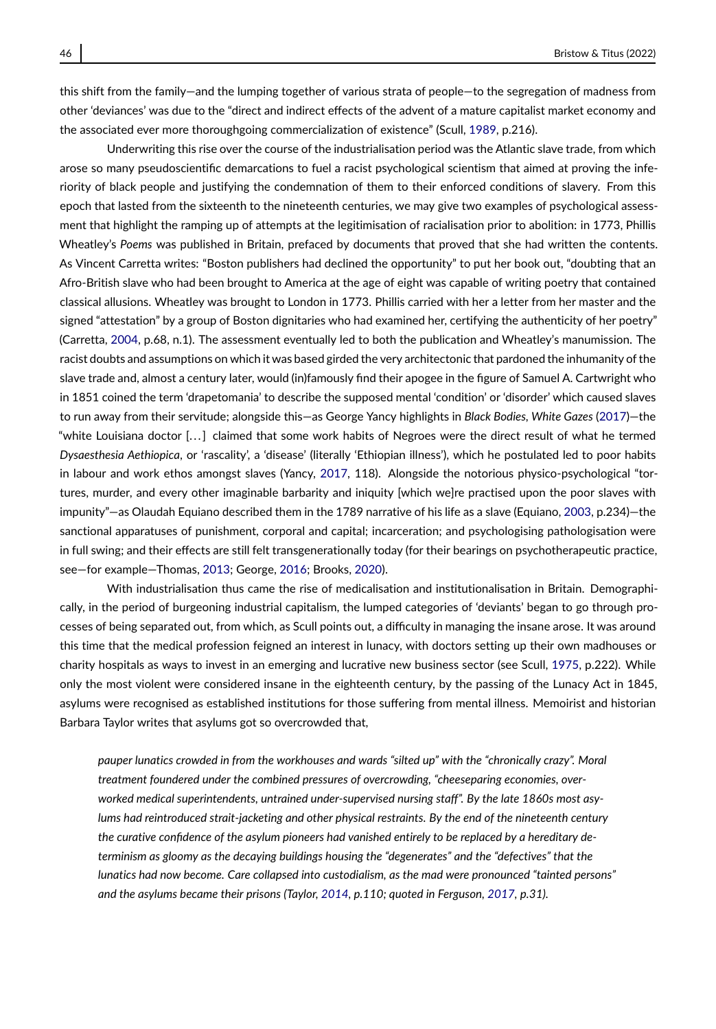this shift from the family—and the lumping together of various strata of people—to the segregation of madness from other 'deviances' was due to the "direct and indirect effects of the advent of a mature capitalist market economy and the associated ever more thoroughgoing commercialization of existence" (Scull, 1989, p.216).

Underwriting this rise over the course of the industrialisation period was the Atlantic slave trade, from which arose so many pseudoscientific demarcations to fuel a racist psychological scientism that aimed at proving the inferiority of black people and justifying the condemnation of them to their enforced conditions of slavery. From this epoch that lasted from the sixteenth to the nineteenth centuries, we may give two examples of psychological assessment that highlight the ramping up of attempts at the legitimisation of racialisation prior to abolition: in 1773, Phillis Wheatley's *Poems* was published in Britain, prefaced by documents that proved that she had written the contents. As Vincent Carretta writes: "Boston publishers had declined the opportunity" to put her book out, "doubting that an Afro-British slave who had been brought to America at the age of eight was capable of writing poetry that contained classical allusions. Wheatley was brought to London in 1773. Phillis carried with her a letter from her master and the signed "attestation" by a group of Boston dignitaries who had examined her, certifying the authenticity of her poetry" (Carretta, 2004, p.68, n.1). The assessment eventually led to both the publication and Wheatley's manumission. The racist doubts and assumptions on which it was based girded the very architectonic that pardoned the inhumanity of the slave trade and, almost a century later, would (in)famously find their apogee in the figure of Samuel A. Cartwright who in 1851 coined the term 'drapetomania' to describe the supposed mental 'condition' or 'disorder' which caused slaves to run away from their servitude; alongside this—as George Yancy highlights in *Black Bodies, White Gazes* (2017)—the "white Louisiana doctor [...] claimed that some work habits of Negroes were the direct result of what he termed *Dysaesthesia Aethiopica*, or 'rascality', a 'disease' (literally 'Ethiopian illness'), which he postulated led to poor habits in labour and work ethos amongst slaves (Yancy, 2017, 118). Alongside the notorious physico-psychological "tortures, murder, and every other imaginable barbarity and iniquity [which we]re practised upon the poor slaves with impunity"—as Olaudah Equiano described them in the 1789 narrative of his life as a slave (Equiano, 2003, p.234)—the sanctional apparatuses of punishment, corporal and capital; incarceration; and psychologising pathologisation were in full swing; and their effects are still felt transgenerationally today (for their bearings on psychotherapeutic practice, see—for example—Thomas, 2013; George, 2016; Brooks, 2020).

With industrialisation thus came the rise of medicalisation and institutionalisation in Britain. Demographically, in the period of burgeoning industrial capitalism, the lumped categories of 'deviants' began to go through processes of being separated out, from which, as Scull points out, a difficulty in managing the insane arose. It was around this time that the medical profession feigned an interest in lunacy, with doctors setting up their own madhouses or charity hospitals as ways to invest in an emerging and lucrative new business sector (see Scull, 1975, p.222). While only the most violent were considered insane in the eighteenth century, by the passing of the Lunacy Act in 1845, asylums were recognised as established institutions for those suffering from mental illness. Memoirist and historian Barbara Taylor writes that asylums got so overcrowded that,

> *pauper lunatics crowded in from the workhouses and wards "silted up" with the "chronically crazy". Moral treatment foundered under the combined pressures of overcrowding, "cheeseparing economies, overworked medical superintendents, untrained under-supervised nursing staff". By the late 1860s most asylums had reintroduced strait-jacketing and other physical restraints. By the end of the nineteenth century the curative confidence of the asylum pioneers had vanished entirely to be replaced by a hereditary determinism as gloomy as the decaying buildings housing the "degenerates" and the "defectives" that the lunatics had now become. Care collapsed into custodialism, as the mad were pronounced "tainted persons" and the asylums became their prisons (Taylor, 2014, p.110; quoted in Ferguson, 2017, p.31).*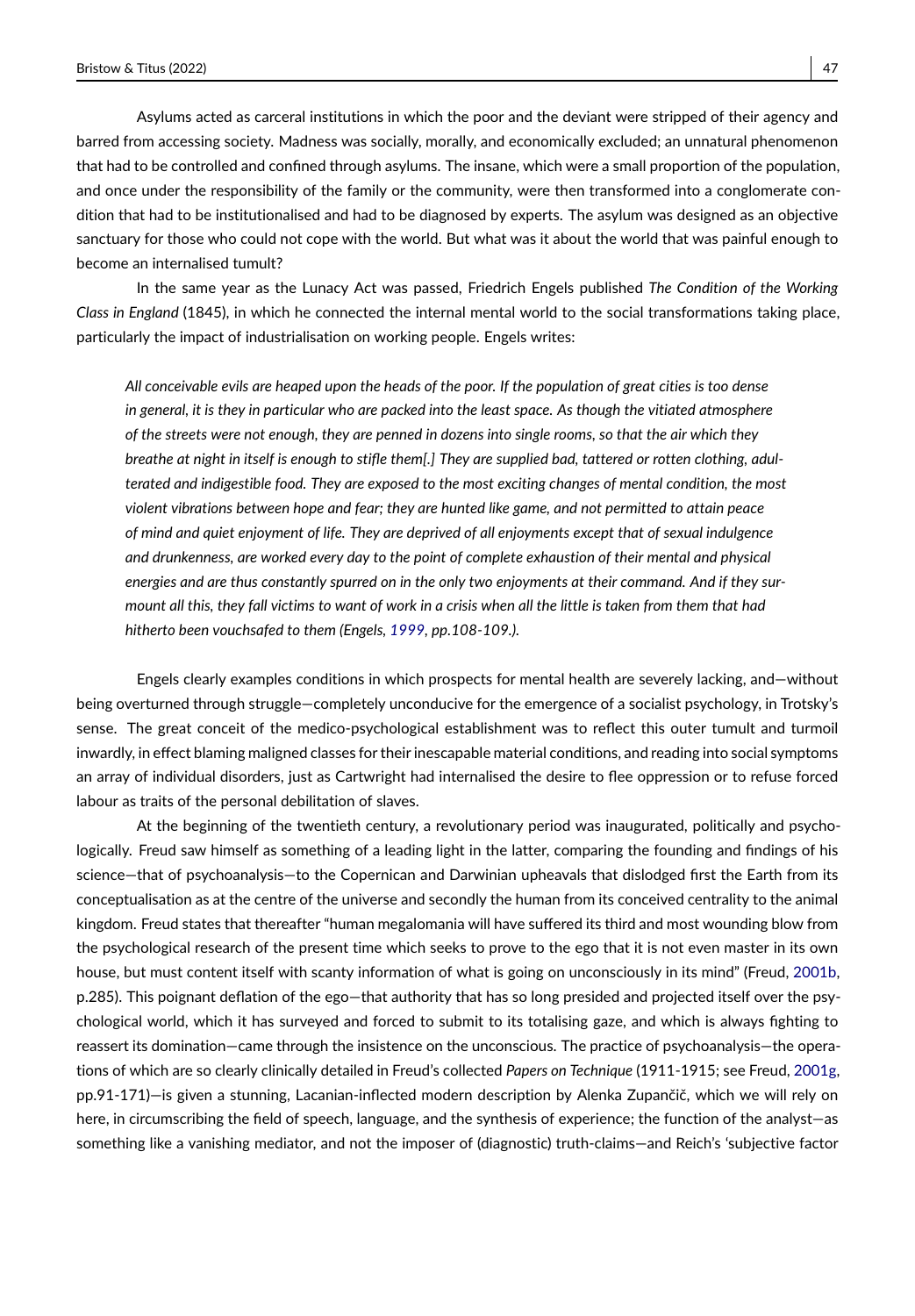Asylums acted as carceral institutions in which the poor and the deviant were stripped of their agency and barred from accessing society. Madness was socially, morally, and economically excluded; an unnatural phenomenon that had to be controlled and confined through asylums. The insane, which were a small proportion of the population, and once under the responsibility of the family or the community, were then transformed into a conglomerate condition that had to be institutionalised and had to be diagnosed by experts. The asylum was designed as an objective sanctuary for those who could not cope with the world. But what was it about the world that was painful enough to become an internalised tumult?

In the same year as the Lunacy Act was passed, Friedrich Engels published *The Condition of the Working Class in England* (1845), in which he connected the internal mental world to the social transformations taking place, particularly the impact of industrialisation on working people. Engels writes:

> *All conceivable evils are heaped upon the heads of the poor. If the population of great cities is too dense in general, it is they in particular who are packed into the least space. As though the vitiated atmosphere of the streets were not enough, they are penned in dozens into single rooms, so that the air which they breathe at night in itself is enough to stifle them[.] They are supplied bad, tattered or rotten clothing, adulterated and indigestible food. They are exposed to the most exciting changes of mental condition, the most violent vibrations between hope and fear; they are hunted like game, and not permitted to attain peace of mind and quiet enjoyment of life. They are deprived of all enjoyments except that of sexual indulgence and drunkenness, are worked every day to the point of complete exhaustion of their mental and physical energies and are thus constantly spurred on in the only two enjoyments at their command. And if they surmount all this, they fall victims to want of work in a crisis when all the little is taken from them that had hitherto been vouchsafed to them (Engels, 1999, pp.108-109.).*

Engels clearly examples conditions in which prospects for mental health are severely lacking, and—without being overturned through struggle—completely unconducive for the emergence of a socialist psychology, in Trotsky's sense. The great conceit of the medico-psychological establishment was to reflect this outer tumult and turmoil inwardly, in effect blaming maligned classes for their inescapable material conditions, and reading into social symptoms an array of individual disorders, just as Cartwright had internalised the desire to flee oppression or to refuse forced labour as traits of the personal debilitation of slaves.

At the beginning of the twentieth century, a revolutionary period was inaugurated, politically and psychologically. Freud saw himself as something of a leading light in the latter, comparing the founding and findings of his science—that of psychoanalysis—to the Copernican and Darwinian upheavals that dislodged first the Earth from its conceptualisation as at the centre of the universe and secondly the human from its conceived centrality to the animal kingdom. Freud states that thereafter "human megalomania will have suffered its third and most wounding blow from the psychological research of the present time which seeks to prove to the ego that it is not even master in its own house, but must content itself with scanty information of what is going on unconsciously in its mind" (Freud, 2001b, p.285). This poignant deflation of the ego—that authority that has so long presided and projected itself over the psychological world, which it has surveyed and forced to submit to its totalising gaze, and which is always fighting to reassert its domination—came through the insistence on the unconscious. The practice of psychoanalysis—the operations of which are so clearly clinically detailed in Freud's collected *Papers on Technique* (1911-1915; see Freud, 2001g, pp.91-171)—is given a stunning, Lacanian-inflected modern description by Alenka Zupančič, which we will rely on here, in circumscribing the field of speech, language, and the synthesis of experience; the function of the analyst—as something like a vanishing mediator, and not the imposer of (diagnostic) truth-claims—and Reich's 'subjective factor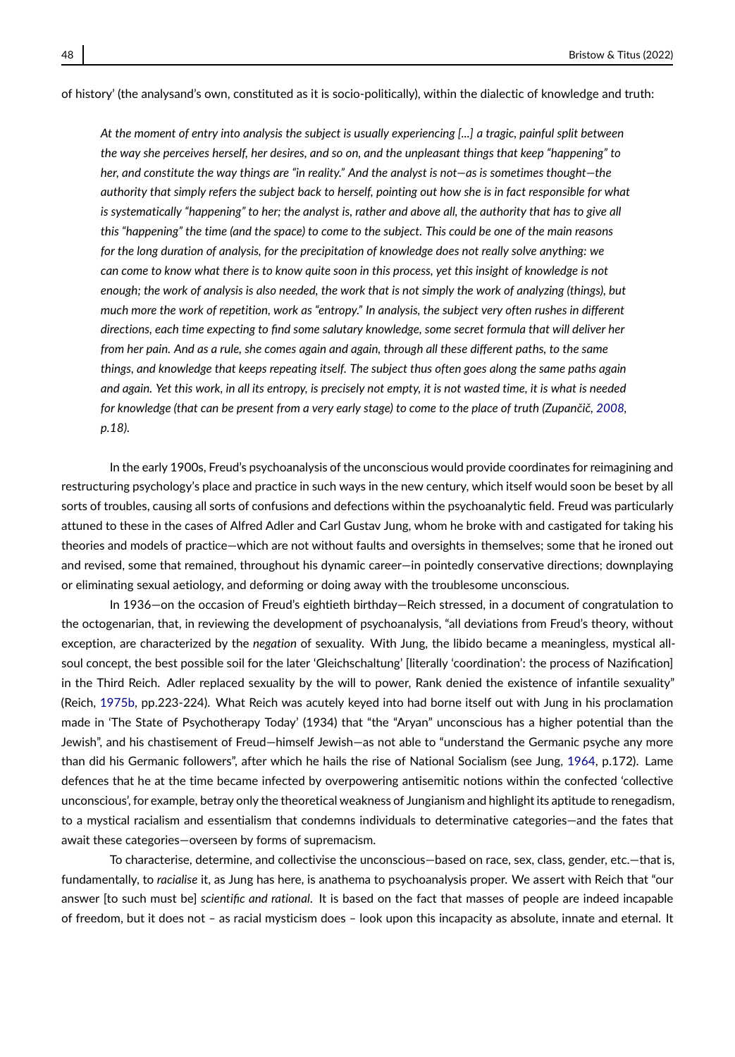of history' (the analysand's own, constituted as it is socio-politically), within the dialectic of knowledge and truth:

> *At the moment of entry into analysis the subject is usually experiencing [...] a tragic, painful split between the way she perceives herself, her desires, and so on, and the unpleasant things that keep "happening" to her, and constitute the way things are "in reality." And the analyst is not—as is sometimes thought—the authority that simply refers the subject back to herself, pointing out how she is in fact responsible for what is systematically "happening" to her; the analyst is, rather and above all, the authority that has to give all this "happening" the time (and the space) to come to the subject. This could be one of the main reasons for the long duration of analysis, for the precipitation of knowledge does not really solve anything: we can come to know what there is to know quite soon in this process, yet this insight of knowledge is not enough; the work of analysis is also needed, the work that is not simply the work of analyzing (things), but much more the work of repetition, work as "entropy." In analysis, the subject very often rushes in different directions, each time expecting to find some salutary knowledge, some secret formula that will deliver her from her pain. And as a rule, she comes again and again, through all these different paths, to the same things, and knowledge that keeps repeating itself. The subject thus often goes along the same paths again and again. Yet this work, in all its entropy, is precisely not empty, it is not wasted time, it is what is needed for knowledge (that can be present from a very early stage) to come to the place of truth (Zupančič, 2008, p.18).*

In the early 1900s, Freud's psychoanalysis of the unconscious would provide coordinates for reimagining and restructuring psychology's place and practice in such ways in the new century, which itself would soon be beset by all sorts of troubles, causing all sorts of confusions and defections within the psychoanalytic field. Freud was particularly attuned to these in the cases of Alfred Adler and Carl Gustav Jung, whom he broke with and castigated for taking his theories and models of practice—which are not without faults and oversights in themselves; some that he ironed out and revised, some that remained, throughout his dynamic career—in pointedly conservative directions; downplaying or eliminating sexual aetiology, and deforming or doing away with the troublesome unconscious.

In 1936—on the occasion of Freud's eightieth birthday—Reich stressed, in a document of congratulation to the octogenarian, that, in reviewing the development of psychoanalysis, "all deviations from Freud's theory, without exception, are characterized by the *negation* of sexuality. With Jung, the libido became a meaningless, mystical all-soul concept, the best possible soil for the later 'Gleichschaltung' [literally 'coordination': the process of Nazification] in the Third Reich. Adler replaced sexuality by the will to power, Rank denied the existence of infantile sexuality" (Reich, 1975b, pp.223-224). What Reich was acutely keyed into had borne itself out with Jung in his proclamation made in 'The State of Psychotherapy Today' (1934) that "the "Aryan" unconscious has a higher potential than the Jewish", and his chastisement of Freud—himself Jewish—as not able to "understand the Germanic psyche any more than did his Germanic followers", after which he hails the rise of National Socialism (see Jung, 1964, p.172). Lame defences that he at the time became infected by overpowering antisemitic notions within the confected 'collective unconscious', for example, betray only the theoretical weakness of Jungianism and highlight its aptitude to renegadism, to a mystical racialism and essentialism that condemns individuals to determinative categories—and the fates that await these categories—overseen by forms of supremacism.

To characterise, determine, and collectivise the unconscious—based on race, sex, class, gender, etc.—that is, fundamentally, to *racialise* it, as Jung has here, is anathema to psychoanalysis proper. We assert with Reich that "our answer [to such must be] *scientific and rational*. It is based on the fact that masses of people are indeed incapable of freedom, but it does not – as racial mysticism does – look upon this incapacity as absolute, innate and eternal. It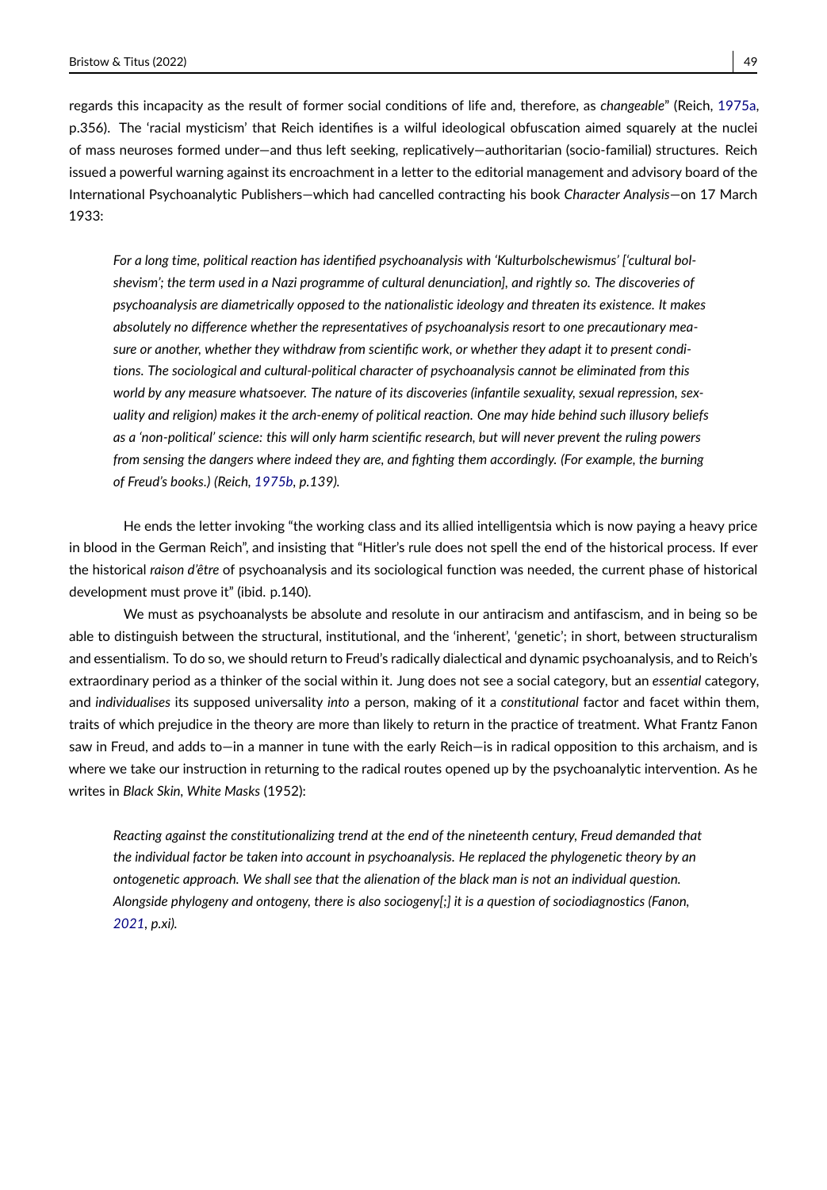regards this incapacity as the result of former social conditions of life and, therefore, as *changeable*" (Reich, 1975a, p.356). The 'racial mysticism' that Reich identifies is a wilful ideological obfuscation aimed squarely at the nuclei of mass neuroses formed under—and thus left seeking, replicatively—authoritarian (socio-familial) structures. Reich issued a powerful warning against its encroachment in a letter to the editorial management and advisory board of the International Psychoanalytic Publishers—which had cancelled contracting his book *Character Analysis*—on 17 March 1933:

> *For a long time, political reaction has identified psychoanalysis with 'Kulturbolschewismus' ['cultural bolshevism'; the term used in a Nazi programme of cultural denunciation], and rightly so. The discoveries of psychoanalysis are diametrically opposed to the nationalistic ideology and threaten its existence. It makes absolutely no difference whether the representatives of psychoanalysis resort to one precautionary measure or another, whether they withdraw from scientific work, or whether they adapt it to present conditions. The sociological and cultural-political character of psychoanalysis cannot be eliminated from this world by any measure whatsoever. The nature of its discoveries (infantile sexuality, sexual repression, sexuality and religion) makes it the arch-enemy of political reaction. One may hide behind such illusory beliefs as a 'non-political' science: this will only harm scientific research, but will never prevent the ruling powers from sensing the dangers where indeed they are, and fighting them accordingly. (For example, the burning of Freud's books.) (Reich, 1975b, p.139).*

He ends the letter invoking "the working class and its allied intelligentsia which is now paying a heavy price in blood in the German Reich", and insisting that "Hitler's rule does not spell the end of the historical process. If ever the historical *raison d'être* of psychoanalysis and its sociological function was needed, the current phase of historical development must prove it" (ibid. p.140).

We must as psychoanalysts be absolute and resolute in our antiracism and antifascism, and in being so be able to distinguish between the structural, institutional, and the 'inherent', 'genetic'; in short, between structuralism and essentialism. To do so, we should return to Freud's radically dialectical and dynamic psychoanalysis, and to Reich's extraordinary period as a thinker of the social within it. Jung does not see a social category, but an *essential* category, and *individualises* its supposed universality *into* a person, making of it a *constitutional* factor and facet within them, traits of which prejudice in the theory are more than likely to return in the practice of treatment. What Frantz Fanon saw in Freud, and adds to—in a manner in tune with the early Reich—is in radical opposition to this archaism, and is where we take our instruction in returning to the radical routes opened up by the psychoanalytic intervention. As he writes in *Black Skin, White Masks* (1952):

> *Reacting against the constitutionalizing trend at the end of the nineteenth century, Freud demanded that the individual factor be taken into account in psychoanalysis. He replaced the phylogenetic theory by an ontogenetic approach. We shall see that the alienation of the black man is not an individual question. Alongside phylogeny and ontogeny, there is also sociogeny[;] it is a question of sociodiagnostics (Fanon, 2021, p.xi).*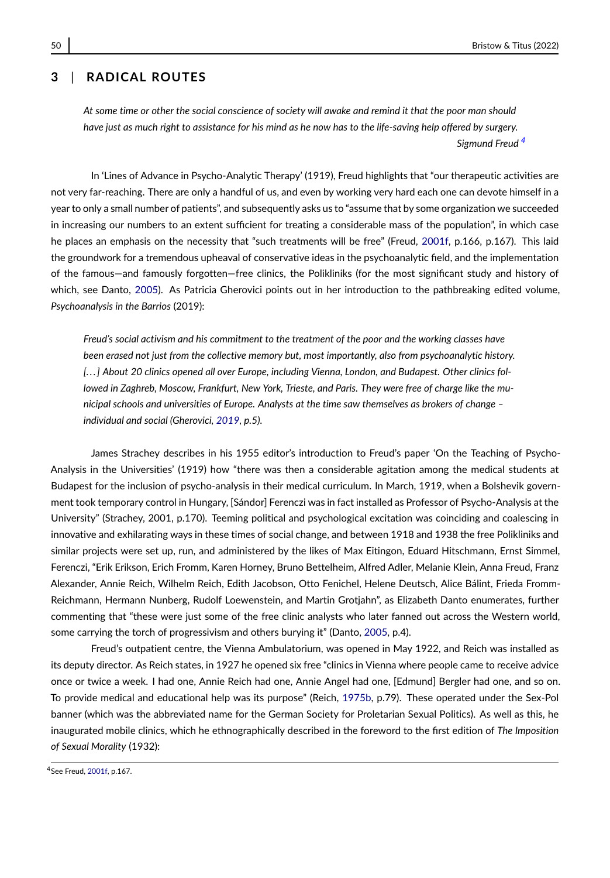## 3 | RADICAL ROUTES

> *At some time or other the social conscience of society will awake and remind it that the poor man should have just as much right to assistance for his mind as he now has to the life-saving help offered by surgery.*
>
> *Sigmund Freud* [4]

In 'Lines of Advance in Psycho-Analytic Therapy' (1919), Freud highlights that "our therapeutic activities are not very far-reaching. There are only a handful of us, and even by working very hard each one can devote himself in a year to only a small number of patients", and subsequently asks us to "assume that by some organization we succeeded in increasing our numbers to an extent sufficient for treating a considerable mass of the population", in which case he places an emphasis on the necessity that "such treatments will be free" (Freud, 2001f, p.166, p.167). This laid the groundwork for a tremendous upheaval of conservative ideas in the psychoanalytic field, and the implementation of the famous—and famously forgotten—free clinics, the Polikliniks (for the most significant study and history of which, see Danto, 2005). As Patricia Gherovici points out in her introduction to the pathbreaking edited volume, *Psychoanalysis in the Barrios* (2019):

> *Freud's social activism and his commitment to the treatment of the poor and the working classes have been erased not just from the collective memory but, most importantly, also from psychoanalytic history. […] About 20 clinics opened all over Europe, including Vienna, London, and Budapest. Other clinics followed in Zaghreb, Moscow, Frankfurt, New York, Trieste, and Paris. They were free of charge like the municipal schools and universities of Europe. Analysts at the time saw themselves as brokers of change – individual and social (Gherovici, 2019, p.5).*

James Strachey describes in his 1955 editor's introduction to Freud's paper 'On the Teaching of Psycho-Analysis in the Universities' (1919) how "there was then a considerable agitation among the medical students at Budapest for the inclusion of psycho-analysis in their medical curriculum. In March, 1919, when a Bolshevik government took temporary control in Hungary, [Sándor] Ferenczi was in fact installed as Professor of Psycho-Analysis at the University" (Strachey, 2001, p.170). Teeming political and psychological excitation was coinciding and coalescing in innovative and exhilarating ways in these times of social change, and between 1918 and 1938 the free Polikliniks and similar projects were set up, run, and administered by the likes of Max Eitingon, Eduard Hitschmann, Ernst Simmel, Ferenczi, "Erik Erikson, Erich Fromm, Karen Horney, Bruno Bettelheim, Alfred Adler, Melanie Klein, Anna Freud, Franz Alexander, Annie Reich, Wilhelm Reich, Edith Jacobson, Otto Fenichel, Helene Deutsch, Alice Bálint, Frieda Fromm-Reichmann, Hermann Nunberg, Rudolf Loewenstein, and Martin Grotjahn", as Elizabeth Danto enumerates, further commenting that "these were just some of the free clinic analysts who later fanned out across the Western world, some carrying the torch of progressivism and others burying it" (Danto, 2005, p.4).

Freud's outpatient centre, the Vienna Ambulatorium, was opened in May 1922, and Reich was installed as its deputy director. As Reich states, in 1927 he opened six free "clinics in Vienna where people came to receive advice once or twice a week. I had one, Annie Reich had one, Annie Angel had one, [Edmund] Bergler had one, and so on. To provide medical and educational help was its purpose" (Reich, 1975b, p.79). These operated under the Sex-Pol banner (which was the abbreviated name for the German Society for Proletarian Sexual Politics). As well as this, he inaugurated mobile clinics, which he ethnographically described in the foreword to the first edition of *The Imposition of Sexual Morality* (1932):

[4] See Freud, 2001f, p.167.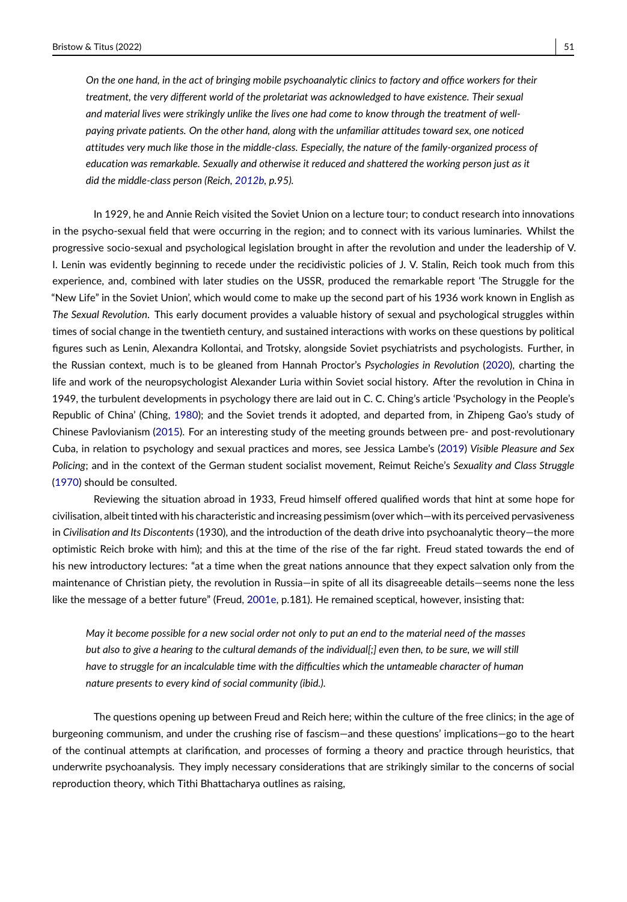> *On the one hand, in the act of bringing mobile psychoanalytic clinics to factory and office workers for their treatment, the very different world of the proletariat was acknowledged to have existence. Their sexual and material lives were strikingly unlike the lives one had come to know through the treatment of well-paying private patients. On the other hand, along with the unfamiliar attitudes toward sex, one noticed attitudes very much like those in the middle-class. Especially, the nature of the family-organized process of education was remarkable. Sexually and otherwise it reduced and shattered the working person just as it did the middle-class person (Reich, 2012b, p.95).*

In 1929, he and Annie Reich visited the Soviet Union on a lecture tour; to conduct research into innovations in the psycho-sexual field that were occurring in the region; and to connect with its various luminaries. Whilst the progressive socio-sexual and psychological legislation brought in after the revolution and under the leadership of V. I. Lenin was evidently beginning to recede under the recidivistic policies of J. V. Stalin, Reich took much from this experience, and, combined with later studies on the USSR, produced the remarkable report 'The Struggle for the "New Life" in the Soviet Union', which would come to make up the second part of his 1936 work known in English as *The Sexual Revolution*. This early document provides a valuable history of sexual and psychological struggles within times of social change in the twentieth century, and sustained interactions with works on these questions by political figures such as Lenin, Alexandra Kollontai, and Trotsky, alongside Soviet psychiatrists and psychologists. Further, in the Russian context, much is to be gleaned from Hannah Proctor's *Psychologies in Revolution* (2020), charting the life and work of the neuropsychologist Alexander Luria within Soviet social history. After the revolution in China in 1949, the turbulent developments in psychology there are laid out in C. C. Ching's article 'Psychology in the People's Republic of China' (Ching, 1980); and the Soviet trends it adopted, and departed from, in Zhipeng Gao's study of Chinese Pavlovianism (2015). For an interesting study of the meeting grounds between pre- and post-revolutionary Cuba, in relation to psychology and sexual practices and mores, see Jessica Lambe's (2019) *Visible Pleasure and Sex Policing*; and in the context of the German student socialist movement, Reimut Reiche's *Sexuality and Class Struggle* (1970) should be consulted.

Reviewing the situation abroad in 1933, Freud himself offered qualified words that hint at some hope for civilisation, albeit tinted with his characteristic and increasing pessimism (over which—with its perceived pervasiveness in *Civilisation and Its Discontents* (1930), and the introduction of the death drive into psychoanalytic theory—the more optimistic Reich broke with him); and this at the time of the rise of the far right. Freud stated towards the end of his new introductory lectures: "at a time when the great nations announce that they expect salvation only from the maintenance of Christian piety, the revolution in Russia—in spite of all its disagreeable details—seems none the less like the message of a better future" (Freud, 2001e, p.181). He remained sceptical, however, insisting that:

> *May it become possible for a new social order not only to put an end to the material need of the masses but also to give a hearing to the cultural demands of the individual[;] even then, to be sure, we will still have to struggle for an incalculable time with the difficulties which the untameable character of human nature presents to every kind of social community (ibid.).*

The questions opening up between Freud and Reich here; within the culture of the free clinics; in the age of burgeoning communism, and under the crushing rise of fascism—and these questions' implications—go to the heart of the continual attempts at clarification, and processes of forming a theory and practice through heuristics, that underwrite psychoanalysis. They imply necessary considerations that are strikingly similar to the concerns of social reproduction theory, which Tithi Bhattacharya outlines as raising,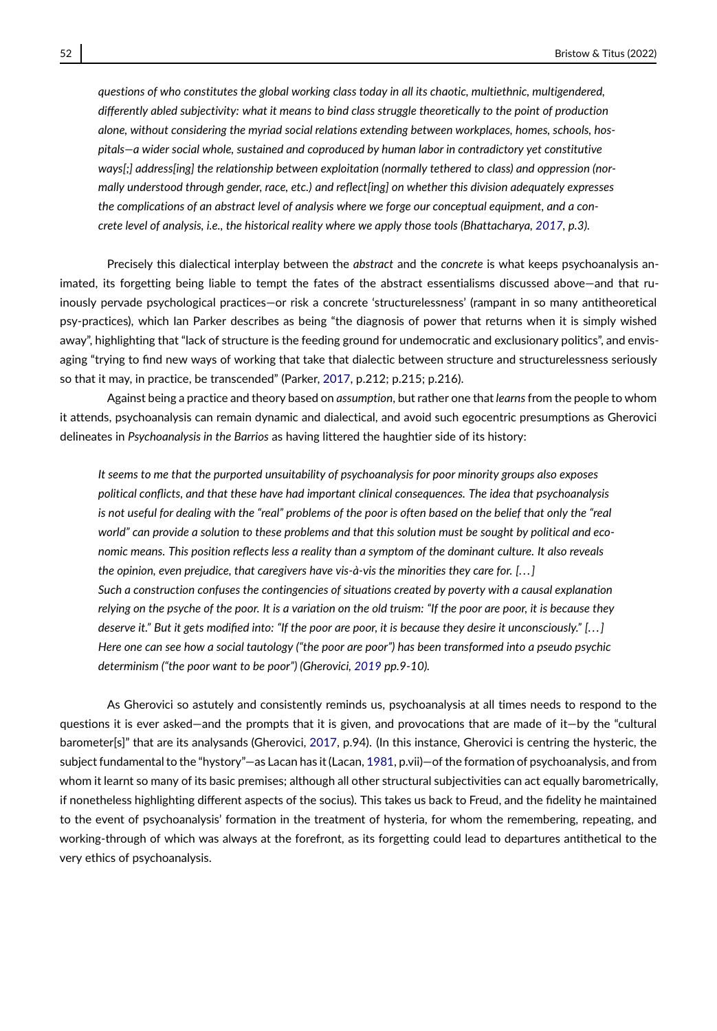*questions of who constitutes the global working class today in all its chaotic, multiethnic, multigendered, differently abled subjectivity: what it means to bind class struggle theoretically to the point of production alone, without considering the myriad social relations extending between workplaces, homes, schools, hospitals—a wider social whole, sustained and coproduced by human labor in contradictory yet constitutive ways[;] address[ing] the relationship between exploitation (normally tethered to class) and oppression (normally understood through gender, race, etc.) and reflect[ing] on whether this division adequately expresses the complications of an abstract level of analysis where we forge our conceptual equipment, and a concrete level of analysis, i.e., the historical reality where we apply those tools (Bhattacharya, 2017, p.3).*

Precisely this dialectical interplay between the *abstract* and the *concrete* is what keeps psychoanalysis animated, its forgetting being liable to tempt the fates of the abstract essentialisms discussed above—and that ruinously pervade psychological practices—or risk a concrete 'structurelessness' (rampant in so many antitheoretical psy-practices), which Ian Parker describes as being "the diagnosis of power that returns when it is simply wished away", highlighting that "lack of structure is the feeding ground for undemocratic and exclusionary politics", and envisaging "trying to find new ways of working that take that dialectic between structure and structurelessness seriously so that it may, in practice, be transcended" (Parker, 2017, p.212; p.215; p.216).

Against being a practice and theory based on *assumption*, but rather one that *learns* from the people to whom it attends, psychoanalysis can remain dynamic and dialectical, and avoid such egocentric presumptions as Gherovici delineates in *Psychoanalysis in the Barrios* as having littered the haughtier side of its history:

*It seems to me that the purported unsuitability of psychoanalysis for poor minority groups also exposes political conflicts, and that these have had important clinical consequences. The idea that psychoanalysis is not useful for dealing with the "real" problems of the poor is often based on the belief that only the "real world" can provide a solution to these problems and that this solution must be sought by political and economic means. This position reflects less a reality than a symptom of the dominant culture. It also reveals the opinion, even prejudice, that caregivers have vis-à-vis the minorities they care for. […]*
*Such a construction confuses the contingencies of situations created by poverty with a causal explanation relying on the psyche of the poor. It is a variation on the old truism: "If the poor are poor, it is because they deserve it." But it gets modified into: "If the poor are poor, it is because they desire it unconsciously." […] Here one can see how a social tautology ("the poor are poor") has been transformed into a pseudo psychic determinism ("the poor want to be poor") (Gherovici, 2019 pp.9-10).*

As Gherovici so astutely and consistently reminds us, psychoanalysis at all times needs to respond to the questions it is ever asked—and the prompts that it is given, and provocations that are made of it—by the "cultural barometer[s]" that are its analysands (Gherovici, 2017, p.94). (In this instance, Gherovici is centring the hysteric, the subject fundamental to the "hystory"—as Lacan has it (Lacan, 1981, p.vii)—of the formation of psychoanalysis, and from whom it learnt so many of its basic premises; although all other structural subjectivities can act equally barometrically, if nonetheless highlighting different aspects of the socius). This takes us back to Freud, and the fidelity he maintained to the event of psychoanalysis' formation in the treatment of hysteria, for whom the remembering, repeating, and working-through of which was always at the forefront, as its forgetting could lead to departures antithetical to the very ethics of psychoanalysis.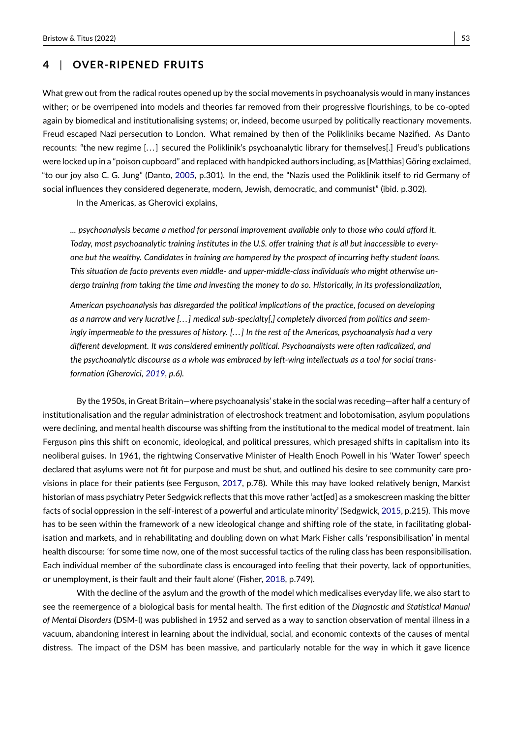## 4 | OVER-RIPENED FRUITS

What grew out from the radical routes opened up by the social movements in psychoanalysis would in many instances wither; or be overripened into models and theories far removed from their progressive flourishings, to be co-opted again by biomedical and institutionalising systems; or, indeed, become usurped by politically reactionary movements. Freud escaped Nazi persecution to London. What remained by then of the Polikliniks became Nazified. As Danto recounts: "the new regime [. . . ] secured the Poliklinik's psychoanalytic library for themselves[.] Freud's publications were locked up in a "poison cupboard" and replaced with handpicked authors including, as [Matthias] Göring exclaimed, "to our joy also C. G. Jung" (Danto, 2005, p.301). In the end, the "Nazis used the Poliklinik itself to rid Germany of social influences they considered degenerate, modern, Jewish, democratic, and communist" (ibid. p.302).

In the Americas, as Gherovici explains,

> *... psychoanalysis became a method for personal improvement available only to those who could afford it. Today, most psychoanalytic training institutes in the U.S. offer training that is all but inaccessible to everyone but the wealthy. Candidates in training are hampered by the prospect of incurring hefty student loans. This situation de facto prevents even middle- and upper-middle-class individuals who might otherwise undergo training from taking the time and investing the money to do so. Historically, in its professionalization,*
>
> *American psychoanalysis has disregarded the political implications of the practice, focused on developing as a narrow and very lucrative [. . . ] medical sub-specialty[,] completely divorced from politics and seemingly impermeable to the pressures of history. [. . . ] In the rest of the Americas, psychoanalysis had a very different development. It was considered eminently political. Psychoanalysts were often radicalized, and the psychoanalytic discourse as a whole was embraced by left-wing intellectuals as a tool for social transformation (Gherovici, 2019, p.6).*

By the 1950s, in Great Britain—where psychoanalysis' stake in the social was receding—after half a century of institutionalisation and the regular administration of electroshock treatment and lobotomisation, asylum populations were declining, and mental health discourse was shifting from the institutional to the medical model of treatment. Iain Ferguson pins this shift on economic, ideological, and political pressures, which presaged shifts in capitalism into its neoliberal guises. In 1961, the rightwing Conservative Minister of Health Enoch Powell in his 'Water Tower' speech declared that asylums were not fit for purpose and must be shut, and outlined his desire to see community care provisions in place for their patients (see Ferguson, 2017, p.78). While this may have looked relatively benign, Marxist historian of mass psychiatry Peter Sedgwick reflects that this move rather 'act[ed] as a smokescreen masking the bitter facts of social oppression in the self-interest of a powerful and articulate minority' (Sedgwick, 2015, p.215). This move has to be seen within the framework of a new ideological change and shifting role of the state, in facilitating globalisation and markets, and in rehabilitating and doubling down on what Mark Fisher calls 'responsibilisation' in mental health discourse: 'for some time now, one of the most successful tactics of the ruling class has been responsibilisation. Each individual member of the subordinate class is encouraged into feeling that their poverty, lack of opportunities, or unemployment, is their fault and their fault alone' (Fisher, 2018, p.749).

With the decline of the asylum and the growth of the model which medicalises everyday life, we also start to see the reemergence of a biological basis for mental health. The first edition of the *Diagnostic and Statistical Manual of Mental Disorders* (DSM-I) was published in 1952 and served as a way to sanction observation of mental illness in a vacuum, abandoning interest in learning about the individual, social, and economic contexts of the causes of mental distress. The impact of the DSM has been massive, and particularly notable for the way in which it gave licence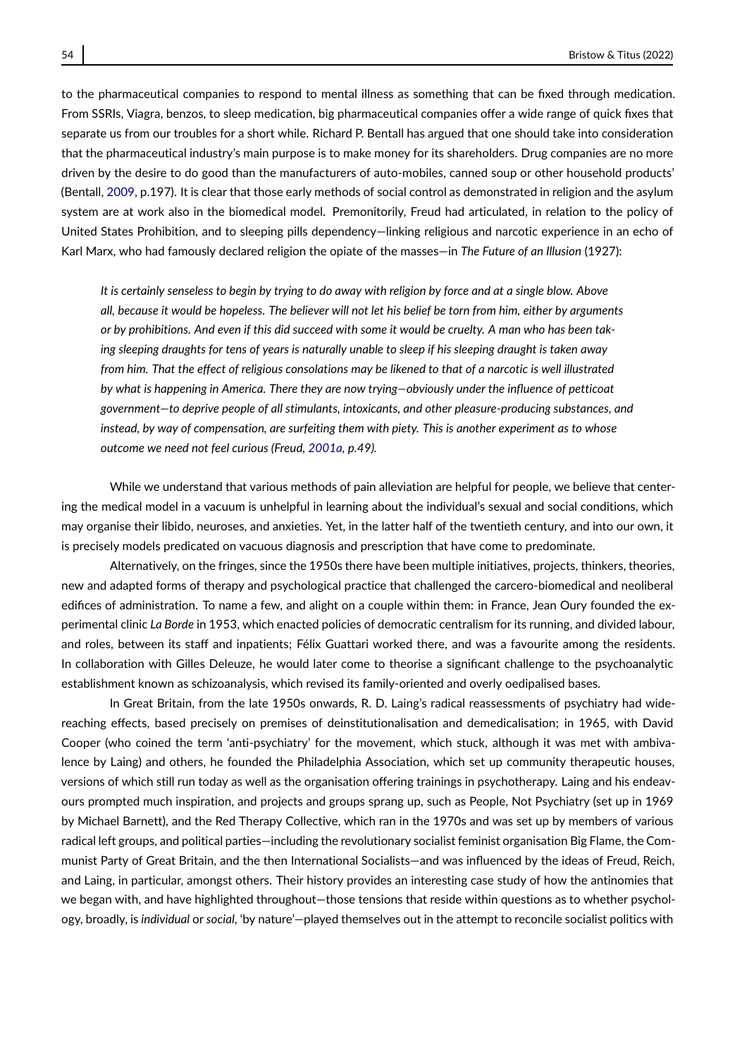to the pharmaceutical companies to respond to mental illness as something that can be fixed through medication. From SSRIs, Viagra, benzos, to sleep medication, big pharmaceutical companies offer a wide range of quick fixes that separate us from our troubles for a short while. Richard P. Bentall has argued that one should take into consideration that the pharmaceutical industry's main purpose is to make money for its shareholders. Drug companies are no more driven by the desire to do good than the manufacturers of auto-mobiles, canned soup or other household products' (Bentall, 2009, p.197). It is clear that those early methods of social control as demonstrated in religion and the asylum system are at work also in the biomedical model. Premonitorily, Freud had articulated, in relation to the policy of United States Prohibition, and to sleeping pills dependency—linking religious and narcotic experience in an echo of Karl Marx, who had famously declared religion the opiate of the masses—in *The Future of an Illusion* (1927):

> *It is certainly senseless to begin by trying to do away with religion by force and at a single blow. Above all, because it would be hopeless. The believer will not let his belief be torn from him, either by arguments or by prohibitions. And even if this did succeed with some it would be cruelty. A man who has been taking sleeping draughts for tens of years is naturally unable to sleep if his sleeping draught is taken away from him. That the effect of religious consolations may be likened to that of a narcotic is well illustrated by what is happening in America. There they are now trying—obviously under the influence of petticoat government—to deprive people of all stimulants, intoxicants, and other pleasure-producing substances, and instead, by way of compensation, are surfeiting them with piety. This is another experiment as to whose outcome we need not feel curious (Freud, 2001a, p.49).*

While we understand that various methods of pain alleviation are helpful for people, we believe that centering the medical model in a vacuum is unhelpful in learning about the individual's sexual and social conditions, which may organise their libido, neuroses, and anxieties. Yet, in the latter half of the twentieth century, and into our own, it is precisely models predicated on vacuous diagnosis and prescription that have come to predominate.

Alternatively, on the fringes, since the 1950s there have been multiple initiatives, projects, thinkers, theories, new and adapted forms of therapy and psychological practice that challenged the carcero-biomedical and neoliberal edifices of administration. To name a few, and alight on a couple within them: in France, Jean Oury founded the experimental clinic *La Borde* in 1953, which enacted policies of democratic centralism for its running, and divided labour, and roles, between its staff and inpatients; Félix Guattari worked there, and was a favourite among the residents. In collaboration with Gilles Deleuze, he would later come to theorise a significant challenge to the psychoanalytic establishment known as schizoanalysis, which revised its family-oriented and overly oedipalised bases.

In Great Britain, from the late 1950s onwards, R. D. Laing's radical reassessments of psychiatry had wide-reaching effects, based precisely on premises of deinstitutionalisation and demedicalisation; in 1965, with David Cooper (who coined the term 'anti-psychiatry' for the movement, which stuck, although it was met with ambivalence by Laing) and others, he founded the Philadelphia Association, which set up community therapeutic houses, versions of which still run today as well as the organisation offering trainings in psychotherapy. Laing and his endeavours prompted much inspiration, and projects and groups sprang up, such as People, Not Psychiatry (set up in 1969 by Michael Barnett), and the Red Therapy Collective, which ran in the 1970s and was set up by members of various radical left groups, and political parties—including the revolutionary socialist feminist organisation Big Flame, the Communist Party of Great Britain, and the then International Socialists—and was influenced by the ideas of Freud, Reich, and Laing, in particular, amongst others. Their history provides an interesting case study of how the antinomies that we began with, and have highlighted throughout—those tensions that reside within questions as to whether psychology, broadly, is *individual* or *social*, 'by nature'—played themselves out in the attempt to reconcile socialist politics with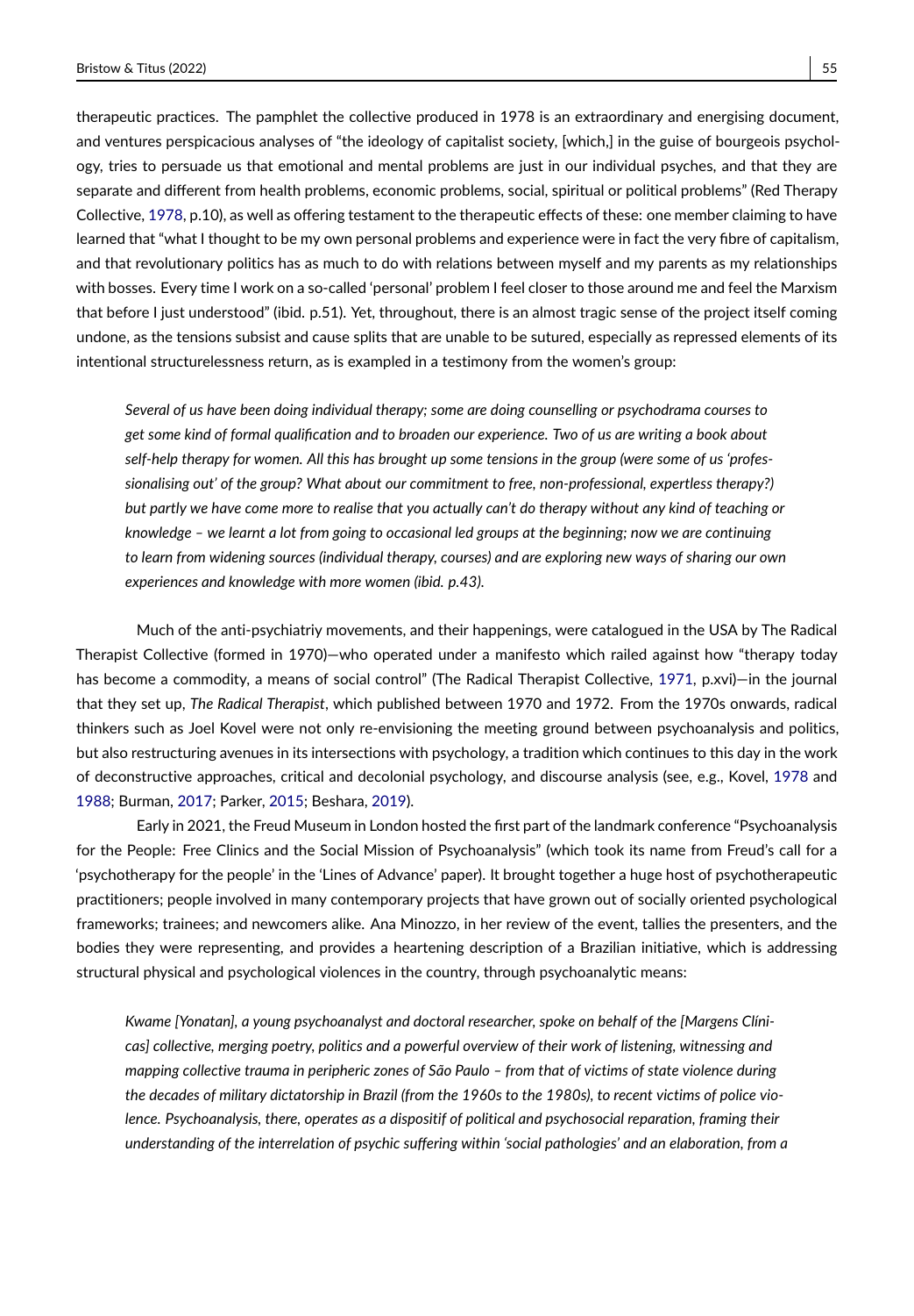therapeutic practices. The pamphlet the collective produced in 1978 is an extraordinary and energising document, and ventures perspicacious analyses of "the ideology of capitalist society, [which,] in the guise of bourgeois psychology, tries to persuade us that emotional and mental problems are just in our individual psyches, and that they are separate and different from health problems, economic problems, social, spiritual or political problems" (Red Therapy Collective, 1978, p.10), as well as offering testament to the therapeutic effects of these: one member claiming to have learned that "what I thought to be my own personal problems and experience were in fact the very fibre of capitalism, and that revolutionary politics has as much to do with relations between myself and my parents as my relationships with bosses. Every time I work on a so-called 'personal' problem I feel closer to those around me and feel the Marxism that before I just understood" (ibid. p.51). Yet, throughout, there is an almost tragic sense of the project itself coming undone, as the tensions subsist and cause splits that are unable to be sutured, especially as repressed elements of its intentional structurelessness return, as is exampled in a testimony from the women's group:

> *Several of us have been doing individual therapy; some are doing counselling or psychodrama courses to get some kind of formal qualification and to broaden our experience. Two of us are writing a book about self-help therapy for women. All this has brought up some tensions in the group (were some of us 'professionalising out' of the group? What about our commitment to free, non-professional, expertless therapy?) but partly we have come more to realise that you actually can't do therapy without any kind of teaching or knowledge – we learnt a lot from going to occasional led groups at the beginning; now we are continuing to learn from widening sources (individual therapy, courses) and are exploring new ways of sharing our own experiences and knowledge with more women (ibid. p.43).*

Much of the anti-psychiatriy movements, and their happenings, were catalogued in the USA by The Radical Therapist Collective (formed in 1970)—who operated under a manifesto which railed against how "therapy today has become a commodity, a means of social control" (The Radical Therapist Collective, 1971, p.xvi)—in the journal that they set up, *The Radical Therapist*, which published between 1970 and 1972. From the 1970s onwards, radical thinkers such as Joel Kovel were not only re-envisioning the meeting ground between psychoanalysis and politics, but also restructuring avenues in its intersections with psychology, a tradition which continues to this day in the work of deconstructive approaches, critical and decolonial psychology, and discourse analysis (see, e.g., Kovel, 1978 and 1988; Burman, 2017; Parker, 2015; Beshara, 2019).

Early in 2021, the Freud Museum in London hosted the first part of the landmark conference "Psychoanalysis for the People: Free Clinics and the Social Mission of Psychoanalysis" (which took its name from Freud's call for a 'psychotherapy for the people' in the 'Lines of Advance' paper). It brought together a huge host of psychotherapeutic practitioners; people involved in many contemporary projects that have grown out of socially oriented psychological frameworks; trainees; and newcomers alike. Ana Minozzo, in her review of the event, tallies the presenters, and the bodies they were representing, and provides a heartening description of a Brazilian initiative, which is addressing structural physical and psychological violences in the country, through psychoanalytic means:

> *Kwame [Yonatan], a young psychoanalyst and doctoral researcher, spoke on behalf of the [Margens Clínicas] collective, merging poetry, politics and a powerful overview of their work of listening, witnessing and mapping collective trauma in peripheric zones of São Paulo – from that of victims of state violence during the decades of military dictatorship in Brazil (from the 1960s to the 1980s), to recent victims of police violence. Psychoanalysis, there, operates as a dispositif of political and psychosocial reparation, framing their understanding of the interrelation of psychic suffering within 'social pathologies' and an elaboration, from a*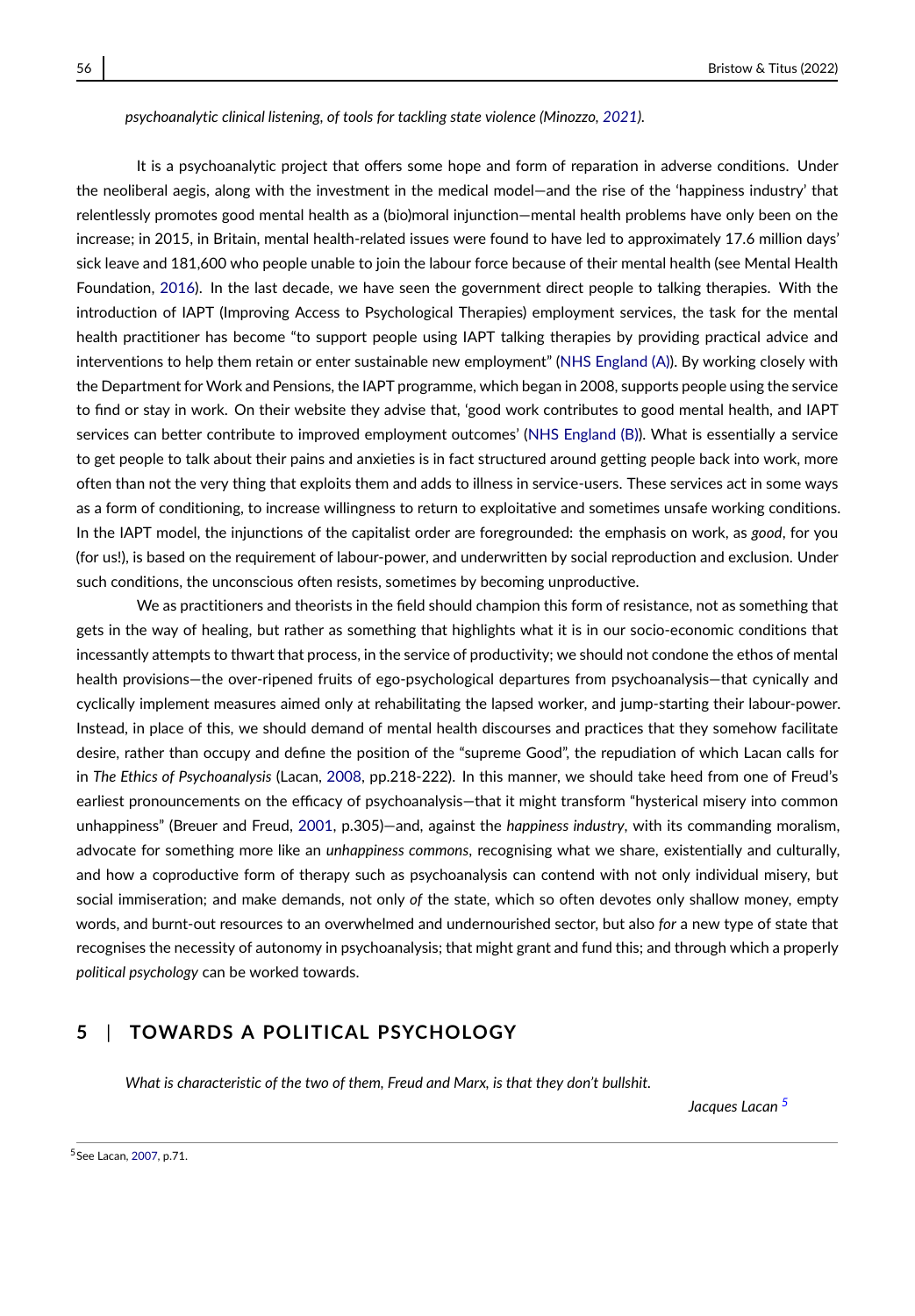*psychoanalytic clinical listening, of tools for tackling state violence (Minozzo, 2021).*

It is a psychoanalytic project that offers some hope and form of reparation in adverse conditions. Under the neoliberal aegis, along with the investment in the medical model—and the rise of the 'happiness industry' that relentlessly promotes good mental health as a (bio)moral injunction—mental health problems have only been on the increase; in 2015, in Britain, mental health-related issues were found to have led to approximately 17.6 million days' sick leave and 181,600 who people unable to join the labour force because of their mental health (see Mental Health Foundation, 2016). In the last decade, we have seen the government direct people to talking therapies. With the introduction of IAPT (Improving Access to Psychological Therapies) employment services, the task for the mental health practitioner has become "to support people using IAPT talking therapies by providing practical advice and interventions to help them retain or enter sustainable new employment" (NHS England (A)). By working closely with the Department for Work and Pensions, the IAPT programme, which began in 2008, supports people using the service to find or stay in work. On their website they advise that, 'good work contributes to good mental health, and IAPT services can better contribute to improved employment outcomes' (NHS England (B)). What is essentially a service to get people to talk about their pains and anxieties is in fact structured around getting people back into work, more often than not the very thing that exploits them and adds to illness in service-users. These services act in some ways as a form of conditioning, to increase willingness to return to exploitative and sometimes unsafe working conditions. In the IAPT model, the injunctions of the capitalist order are foregrounded: the emphasis on work, as *good*, for you (for us!), is based on the requirement of labour-power, and underwritten by social reproduction and exclusion. Under such conditions, the unconscious often resists, sometimes by becoming unproductive.

We as practitioners and theorists in the field should champion this form of resistance, not as something that gets in the way of healing, but rather as something that highlights what it is in our socio-economic conditions that incessantly attempts to thwart that process, in the service of productivity; we should not condone the ethos of mental health provisions—the over-ripened fruits of ego-psychological departures from psychoanalysis—that cynically and cyclically implement measures aimed only at rehabilitating the lapsed worker, and jump-starting their labour-power. Instead, in place of this, we should demand of mental health discourses and practices that they somehow facilitate desire, rather than occupy and define the position of the "supreme Good", the repudiation of which Lacan calls for in *The Ethics of Psychoanalysis* (Lacan, 2008, pp.218-222). In this manner, we should take heed from one of Freud's earliest pronouncements on the efficacy of psychoanalysis—that it might transform "hysterical misery into common unhappiness" (Breuer and Freud, 2001, p.305)—and, against the *happiness industry*, with its commanding moralism, advocate for something more like an *unhappiness commons*, recognising what we share, existentially and culturally, and how a coproductive form of therapy such as psychoanalysis can contend with not only individual misery, but social immiseration; and make demands, not only *of* the state, which so often devotes only shallow money, empty words, and burnt-out resources to an overwhelmed and undernourished sector, but also *for* a new type of state that recognises the necessity of autonomy in psychoanalysis; that might grant and fund this; and through which a properly *political psychology* can be worked towards.

## 5 | TOWARDS A POLITICAL PSYCHOLOGY

*What is characteristic of the two of them, Freud and Marx, is that they don't bullshit.*

*Jacques Lacan* [5]

[5] See Lacan, 2007, p.71.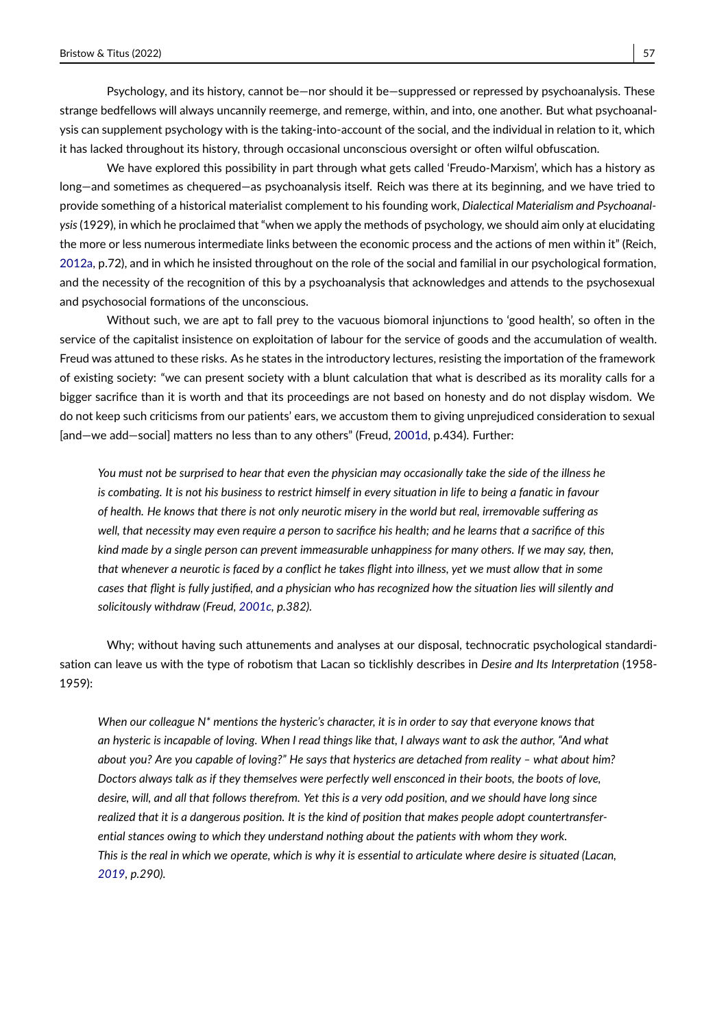Psychology, and its history, cannot be—nor should it be—suppressed or repressed by psychoanalysis. These strange bedfellows will always uncannily reemerge, and remerge, within, and into, one another. But what psychoanalysis can supplement psychology with is the taking-into-account of the social, and the individual in relation to it, which it has lacked throughout its history, through occasional unconscious oversight or often wilful obfuscation.

We have explored this possibility in part through what gets called 'Freudo-Marxism', which has a history as long—and sometimes as chequered—as psychoanalysis itself. Reich was there at its beginning, and we have tried to provide something of a historical materialist complement to his founding work, *Dialectical Materialism and Psychoanalysis* (1929), in which he proclaimed that "when we apply the methods of psychology, we should aim only at elucidating the more or less numerous intermediate links between the economic process and the actions of men within it" (Reich, 2012a, p.72), and in which he insisted throughout on the role of the social and familial in our psychological formation, and the necessity of the recognition of this by a psychoanalysis that acknowledges and attends to the psychosexual and psychosocial formations of the unconscious.

Without such, we are apt to fall prey to the vacuous biomoral injunctions to 'good health', so often in the service of the capitalist insistence on exploitation of labour for the service of goods and the accumulation of wealth. Freud was attuned to these risks. As he states in the introductory lectures, resisting the importation of the framework of existing society: "we can present society with a blunt calculation that what is described as its morality calls for a bigger sacrifice than it is worth and that its proceedings are not based on honesty and do not display wisdom. We do not keep such criticisms from our patients' ears, we accustom them to giving unprejudiced consideration to sexual [and—we add—social] matters no less than to any others" (Freud, 2001d, p.434). Further:

> *You must not be surprised to hear that even the physician may occasionally take the side of the illness he is combating. It is not his business to restrict himself in every situation in life to being a fanatic in favour of health. He knows that there is not only neurotic misery in the world but real, irremovable suffering as well, that necessity may even require a person to sacrifice his health; and he learns that a sacrifice of this kind made by a single person can prevent immeasurable unhappiness for many others. If we may say, then, that whenever a neurotic is faced by a conflict he takes flight into illness, yet we must allow that in some cases that flight is fully justified, and a physician who has recognized how the situation lies will silently and solicitously withdraw (Freud, 2001c, p.382).*

Why; without having such attunements and analyses at our disposal, technocratic psychological standardisation can leave us with the type of robotism that Lacan so ticklishly describes in *Desire and Its Interpretation* (1958-1959):

> *When our colleague N* mentions the hysteric's character, it is in order to say that everyone knows that an hysteric is incapable of loving. When I read things like that, I always want to ask the author, "And what about you? Are you capable of loving?" He says that hysterics are detached from reality – what about him? Doctors always talk as if they themselves were perfectly well ensconced in their boots, the boots of love, desire, will, and all that follows therefrom. Yet this is a very odd position, and we should have long since realized that it is a dangerous position. It is the kind of position that makes people adopt countertransferential stances owing to which they understand nothing about the patients with whom they work.*
> *This is the real in which we operate, which is why it is essential to articulate where desire is situated (Lacan, 2019, p.290).*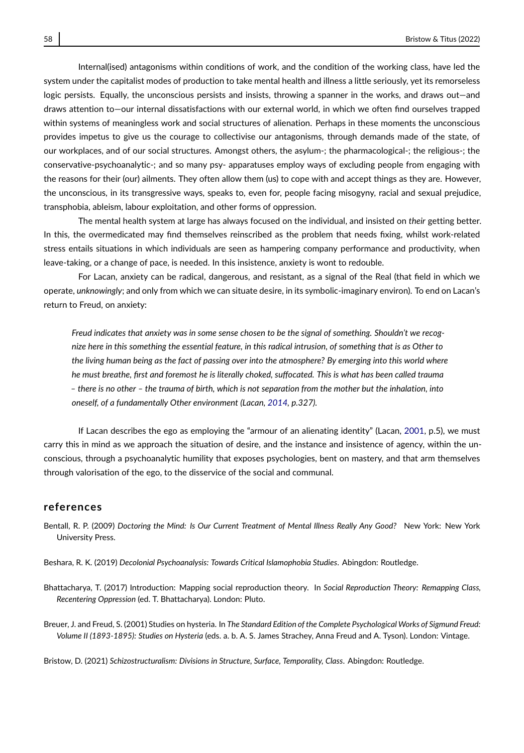Internal(ised) antagonisms within conditions of work, and the condition of the working class, have led the system under the capitalist modes of production to take mental health and illness a little seriously, yet its remorseless logic persists. Equally, the unconscious persists and insists, throwing a spanner in the works, and draws out—and draws attention to—our internal dissatisfactions with our external world, in which we often find ourselves trapped within systems of meaningless work and social structures of alienation. Perhaps in these moments the unconscious provides impetus to give us the courage to collectivise our antagonisms, through demands made of the state, of our workplaces, and of our social structures. Amongst others, the asylum-; the pharmacological-; the religious-; the conservative-psychoanalytic-; and so many psy- apparatuses employ ways of excluding people from engaging with the reasons for their (our) ailments. They often allow them (us) to cope with and accept things as they are. However, the unconscious, in its transgressive ways, speaks to, even for, people facing misogyny, racial and sexual prejudice, transphobia, ableism, labour exploitation, and other forms of oppression.

The mental health system at large has always focused on the individual, and insisted on *their* getting better. In this, the overmedicated may find themselves reinscribed as the problem that needs fixing, whilst work-related stress entails situations in which individuals are seen as hampering company performance and productivity, when leave-taking, or a change of pace, is needed. In this insistence, anxiety is wont to redouble.

For Lacan, anxiety can be radical, dangerous, and resistant, as a signal of the Real (that field in which we operate, *unknowingly*; and only from which we can situate desire, in its symbolic-imaginary environ). To end on Lacan's return to Freud, on anxiety:

> *Freud indicates that anxiety was in some sense chosen to be the signal of something. Shouldn't we recognize here in this something the essential feature, in this radical intrusion, of something that is as Other to the living human being as the fact of passing over into the atmosphere? By emerging into this world where he must breathe, first and foremost he is literally choked, suffocated. This is what has been called trauma – there is no other – the trauma of birth, which is not separation from the mother but the inhalation, into oneself, of a fundamentally Other environment (Lacan, 2014, p.327).*

If Lacan describes the ego as employing the "armour of an alienating identity" (Lacan, 2001, p.5), we must carry this in mind as we approach the situation of desire, and the instance and insistence of agency, within the unconscious, through a psychoanalytic humility that exposes psychologies, bent on mastery, and that arm themselves through valorisation of the ego, to the disservice of the social and communal.

## references

Bentall, R. P. (2009) *Doctoring the Mind: Is Our Current Treatment of Mental Illness Really Any Good?* New York: New York University Press.

Beshara, R. K. (2019) *Decolonial Psychoanalysis: Towards Critical Islamophobia Studies*. Abingdon: Routledge.

Bhattacharya, T. (2017) Introduction: Mapping social reproduction theory. In *Social Reproduction Theory: Remapping Class, Recentering Oppression* (ed. T. Bhattacharya). London: Pluto.

Breuer, J. and Freud, S. (2001) Studies on hysteria. In *The Standard Edition of the Complete Psychological Works of Sigmund Freud: Volume II (1893-1895): Studies on Hysteria* (eds. a. b. A. S. James Strachey, Anna Freud and A. Tyson). London: Vintage.

Bristow, D. (2021) *Schizostructuralism: Divisions in Structure, Surface, Temporality, Class*. Abingdon: Routledge.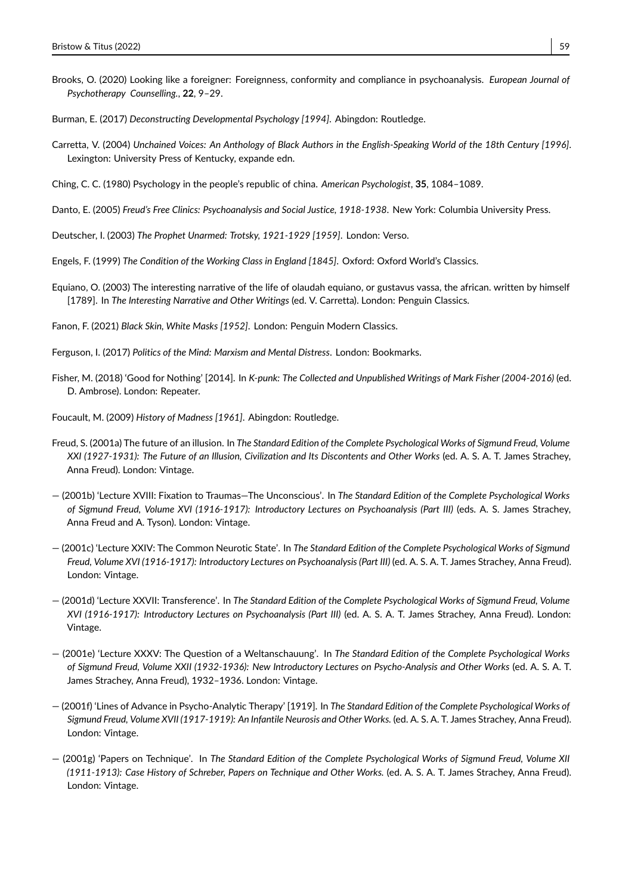Brooks, O. (2020) Looking like a foreigner: Foreignness, conformity and compliance in psychoanalysis. *European Journal of Psychotherapy  Counselling.*, **22**, 9–29.

Burman, E. (2017) *Deconstructing Developmental Psychology [1994]*. Abingdon: Routledge.

Carretta, V. (2004) *Unchained Voices: An Anthology of Black Authors in the English-Speaking World of the 18th Century [1996]*. Lexington: University Press of Kentucky, expande edn.

Ching, C. C. (1980) Psychology in the people's republic of china. *American Psychologist*, **35**, 1084–1089.

Danto, E. (2005) *Freud's Free Clinics: Psychoanalysis and Social Justice, 1918-1938*. New York: Columbia University Press.

Deutscher, I. (2003) *The Prophet Unarmed: Trotsky, 1921-1929 [1959]*. London: Verso.

Engels, F. (1999) *The Condition of the Working Class in England [1845]*. Oxford: Oxford World's Classics.

Equiano, O. (2003) The interesting narrative of the life of olaudah equiano, or gustavus vassa, the african. written by himself [1789]. In *The Interesting Narrative and Other Writings* (ed. V. Carretta). London: Penguin Classics.

Fanon, F. (2021) *Black Skin, White Masks [1952]*. London: Penguin Modern Classics.

Ferguson, I. (2017) *Politics of the Mind: Marxism and Mental Distress*. London: Bookmarks.

Fisher, M. (2018) 'Good for Nothing' [2014]. In *K-punk: The Collected and Unpublished Writings of Mark Fisher (2004-2016)* (ed. D. Ambrose). London: Repeater.

Foucault, M. (2009) *History of Madness [1961]*. Abingdon: Routledge.

Freud, S. (2001a) The future of an illusion. In *The Standard Edition of the Complete Psychological Works of Sigmund Freud, Volume XXI (1927-1931): The Future of an Illusion, Civilization and Its Discontents and Other Works* (ed. A. S. A. T. James Strachey, Anna Freud). London: Vintage.

— (2001b) 'Lecture XVIII: Fixation to Traumas—The Unconscious'. In *The Standard Edition of the Complete Psychological Works of Sigmund Freud, Volume XVI (1916-1917): Introductory Lectures on Psychoanalysis (Part III)* (eds. A. S. James Strachey, Anna Freud and A. Tyson). London: Vintage.

— (2001c) 'Lecture XXIV: The Common Neurotic State'. In *The Standard Edition of the Complete Psychological Works of Sigmund Freud, Volume XVI (1916-1917): Introductory Lectures on Psychoanalysis (Part III)* (ed. A. S. A. T. James Strachey, Anna Freud). London: Vintage.

— (2001d) 'Lecture XXVII: Transference'. In *The Standard Edition of the Complete Psychological Works of Sigmund Freud, Volume XVI (1916-1917): Introductory Lectures on Psychoanalysis (Part III)* (ed. A. S. A. T. James Strachey, Anna Freud). London: Vintage.

— (2001e) 'Lecture XXXV: The Question of a Weltanschauung'. In *The Standard Edition of the Complete Psychological Works of Sigmund Freud, Volume XXII (1932-1936): New Introductory Lectures on Psycho-Analysis and Other Works* (ed. A. S. A. T. James Strachey, Anna Freud), 1932–1936. London: Vintage.

— (2001f) 'Lines of Advance in Psycho-Analytic Therapy' [1919]. In *The Standard Edition of the Complete Psychological Works of Sigmund Freud, Volume XVII (1917-1919): An Infantile Neurosis and Other Works.* (ed. A. S. A. T. James Strachey, Anna Freud). London: Vintage.

— (2001g) 'Papers on Technique'. In *The Standard Edition of the Complete Psychological Works of Sigmund Freud, Volume XII (1911-1913): Case History of Schreber, Papers on Technique and Other Works.* (ed. A. S. A. T. James Strachey, Anna Freud). London: Vintage.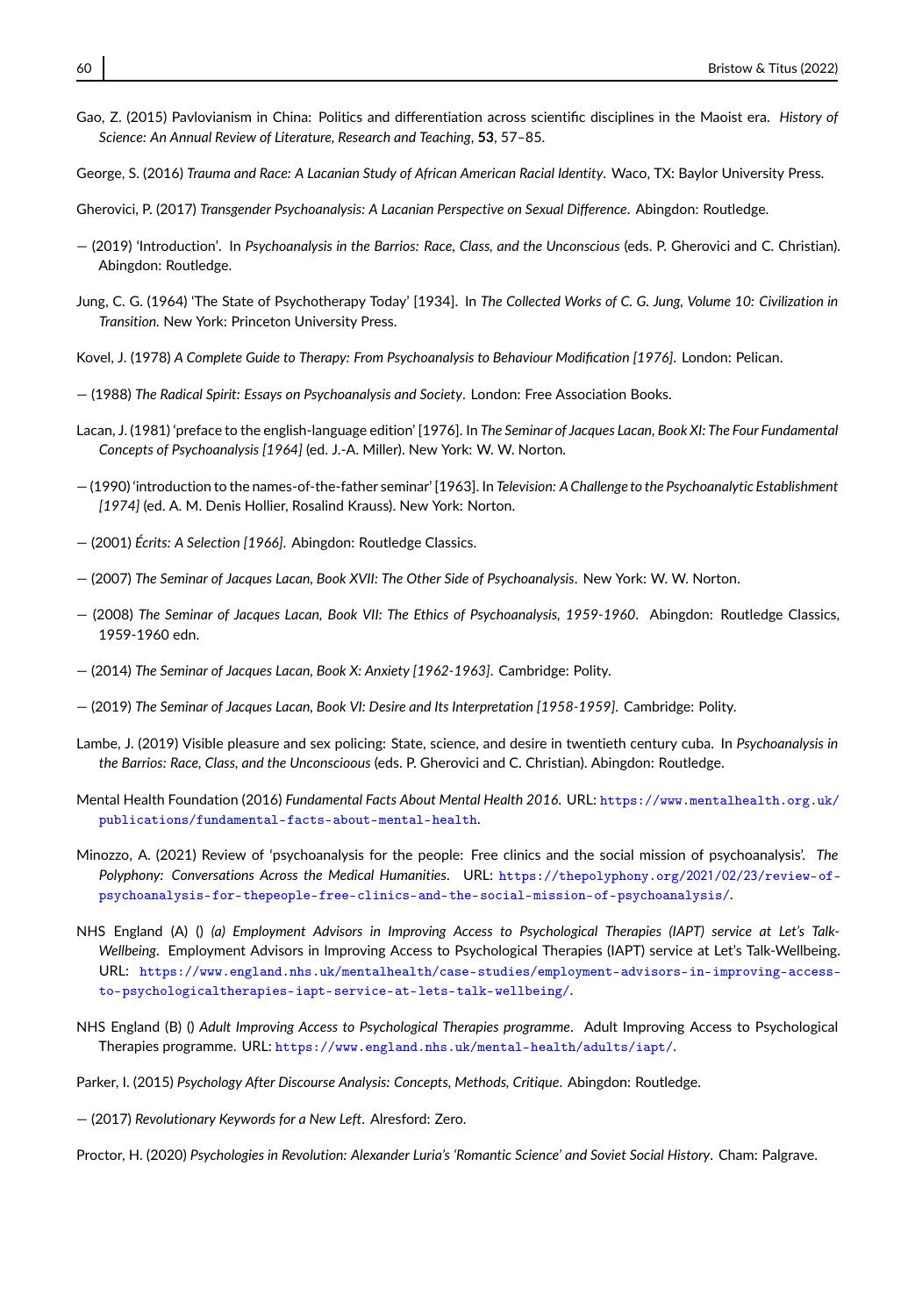Gao, Z. (2015) Pavlovianism in China: Politics and differentiation across scientific disciplines in the Maoist era. *History of Science: An Annual Review of Literature, Research and Teaching*, **53**, 57–85.

George, S. (2016) *Trauma and Race: A Lacanian Study of African American Racial Identity*. Waco, TX: Baylor University Press.

Gherovici, P. (2017) *Transgender Psychoanalysis: A Lacanian Perspective on Sexual Difference*. Abingdon: Routledge.

— (2019) 'Introduction'. In *Psychoanalysis in the Barrios: Race, Class, and the Unconscious* (eds. P. Gherovici and C. Christian). Abingdon: Routledge.

Jung, C. G. (1964) 'The State of Psychotherapy Today' [1934]. In *The Collected Works of C. G. Jung, Volume 10: Civilization in Transition.* New York: Princeton University Press.

Kovel, J. (1978) *A Complete Guide to Therapy: From Psychoanalysis to Behaviour Modification [1976]*. London: Pelican.

— (1988) *The Radical Spirit: Essays on Psychoanalysis and Society*. London: Free Association Books.

Lacan, J. (1981) 'preface to the english-language edition' [1976]. In *The Seminar of Jacques Lacan, Book XI: The Four Fundamental Concepts of Psychoanalysis [1964]* (ed. J.-A. Miller). New York: W. W. Norton.

— (1990) 'introduction to the names-of-the-father seminar' [1963]. In *Television: A Challenge to the Psychoanalytic Establishment [1974]* (ed. A. M. Denis Hollier, Rosalind Krauss). New York: Norton.

— (2001) *Écrits: A Selection [1966]*. Abingdon: Routledge Classics.

— (2007) *The Seminar of Jacques Lacan, Book XVII: The Other Side of Psychoanalysis*. New York: W. W. Norton.

— (2008) *The Seminar of Jacques Lacan, Book VII: The Ethics of Psychoanalysis, 1959-1960*. Abingdon: Routledge Classics, 1959-1960 edn.

— (2014) *The Seminar of Jacques Lacan, Book X: Anxiety [1962-1963]*. Cambridge: Polity.

— (2019) *The Seminar of Jacques Lacan, Book VI: Desire and Its Interpretation [1958-1959]*. Cambridge: Polity.

Lambe, J. (2019) Visible pleasure and sex policing: State, science, and desire in twentieth century cuba. In *Psychoanalysis in the Barrios: Race, Class, and the Unconscioous* (eds. P. Gherovici and C. Christian). Abingdon: Routledge.

Mental Health Foundation (2016) *Fundamental Facts About Mental Health 2016.* URL: https://www.mentalhealth.org.uk/publications/fundamental-facts-about-mental-health.

Minozzo, A. (2021) Review of 'psychoanalysis for the people: Free clinics and the social mission of psychoanalysis'. *The Polyphony: Conversations Across the Medical Humanities*. URL: https://thepolyphony.org/2021/02/23/review-of-psychoanalysis-for-thepeople-free-clinics-and-the-social-mission-of-psychoanalysis/.

NHS England (A) () *(a) Employment Advisors in Improving Access to Psychological Therapies (IAPT) service at Let's Talk-Wellbeing*. Employment Advisors in Improving Access to Psychological Therapies (IAPT) service at Let's Talk-Wellbeing. URL: https://www.england.nhs.uk/mentalhealth/case-studies/employment-advisors-in-improving-access-to-psychologicaltherapies-iapt-service-at-lets-talk-wellbeing/.

NHS England (B) () *Adult Improving Access to Psychological Therapies programme*. Adult Improving Access to Psychological Therapies programme. URL: https://www.england.nhs.uk/mental-health/adults/iapt/.

Parker, I. (2015) *Psychology After Discourse Analysis: Concepts, Methods, Critique*. Abingdon: Routledge.

— (2017) *Revolutionary Keywords for a New Left*. Alresford: Zero.

Proctor, H. (2020) *Psychologies in Revolution: Alexander Luria's 'Romantic Science' and Soviet Social History*. Cham: Palgrave.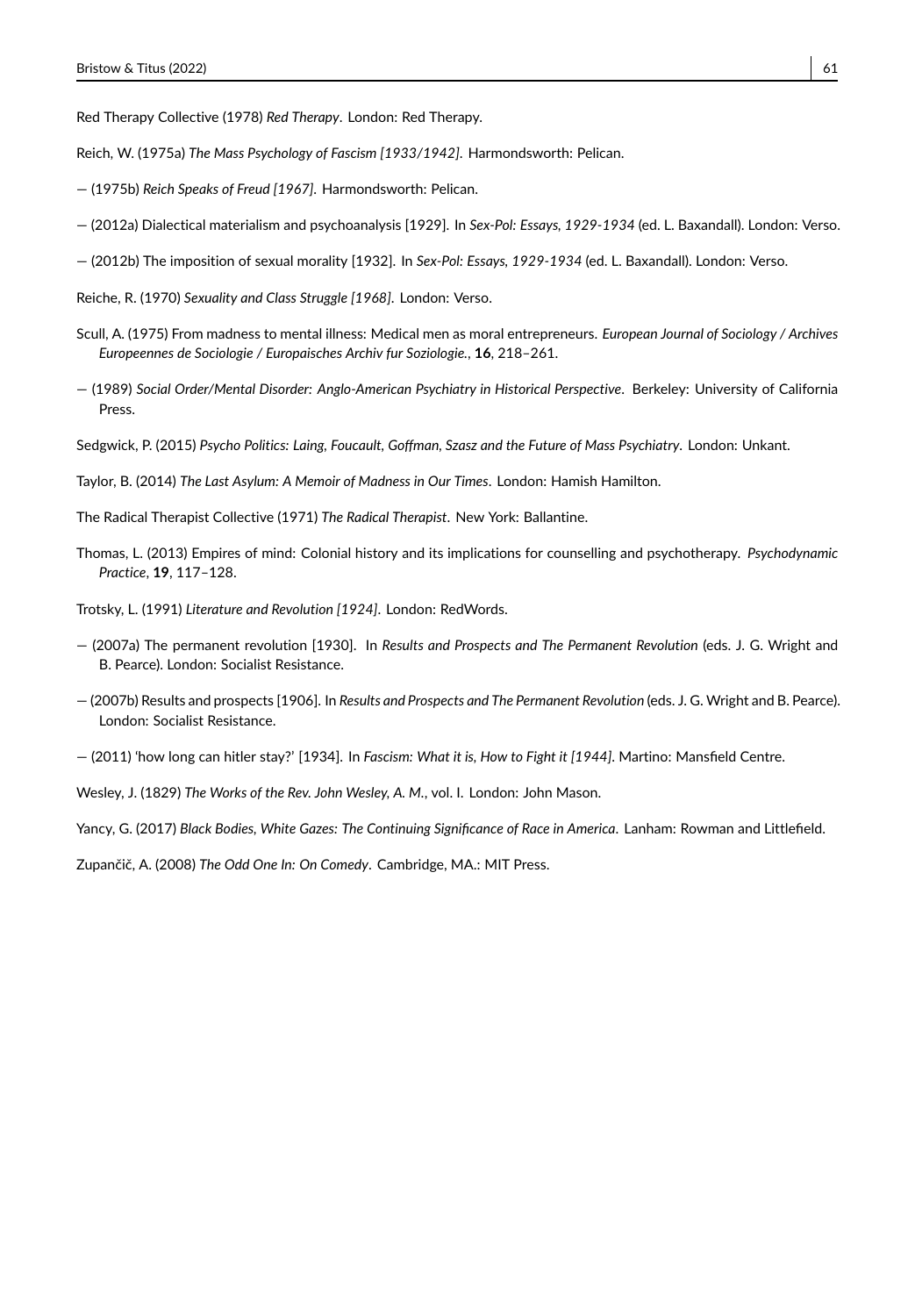Red Therapy Collective (1978) *Red Therapy*. London: Red Therapy.

Reich, W. (1975a) *The Mass Psychology of Fascism [1933/1942]*. Harmondsworth: Pelican.

— (1975b) *Reich Speaks of Freud [1967]*. Harmondsworth: Pelican.

— (2012a) Dialectical materialism and psychoanalysis [1929]. In *Sex-Pol: Essays, 1929-1934* (ed. L. Baxandall). London: Verso.

— (2012b) The imposition of sexual morality [1932]. In *Sex-Pol: Essays, 1929-1934* (ed. L. Baxandall). London: Verso.

Reiche, R. (1970) *Sexuality and Class Struggle [1968]*. London: Verso.

Scull, A. (1975) From madness to mental illness: Medical men as moral entrepreneurs. *European Journal of Sociology / Archives Europeennes de Sociologie / Europaisches Archiv fur Soziologie.*, **16**, 218–261.

— (1989) *Social Order/Mental Disorder: Anglo-American Psychiatry in Historical Perspective*. Berkeley: University of California Press.

Sedgwick, P. (2015) *Psycho Politics: Laing, Foucault, Goffman, Szasz and the Future of Mass Psychiatry*. London: Unkant.

Taylor, B. (2014) *The Last Asylum: A Memoir of Madness in Our Times*. London: Hamish Hamilton.

The Radical Therapist Collective (1971) *The Radical Therapist*. New York: Ballantine.

Thomas, L. (2013) Empires of mind: Colonial history and its implications for counselling and psychotherapy. *Psychodynamic Practice*, **19**, 117–128.

Trotsky, L. (1991) *Literature and Revolution [1924]*. London: RedWords.

— (2007a) The permanent revolution [1930]. In *Results and Prospects and The Permanent Revolution* (eds. J. G. Wright and B. Pearce). London: Socialist Resistance.

— (2007b) Results and prospects [1906]. In *Results and Prospects and The Permanent Revolution* (eds. J. G. Wright and B. Pearce). London: Socialist Resistance.

— (2011) 'how long can hitler stay?' [1934]. In *Fascism: What it is, How to Fight it [1944]*. Martino: Mansfield Centre.

Wesley, J. (1829) *The Works of the Rev. John Wesley, A. M.*, vol. I. London: John Mason.

Yancy, G. (2017) *Black Bodies, White Gazes: The Continuing Significance of Race in America*. Lanham: Rowman and Littlefield.

Zupančič, A. (2008) *The Odd One In: On Comedy*. Cambridge, MA.: MIT Press.